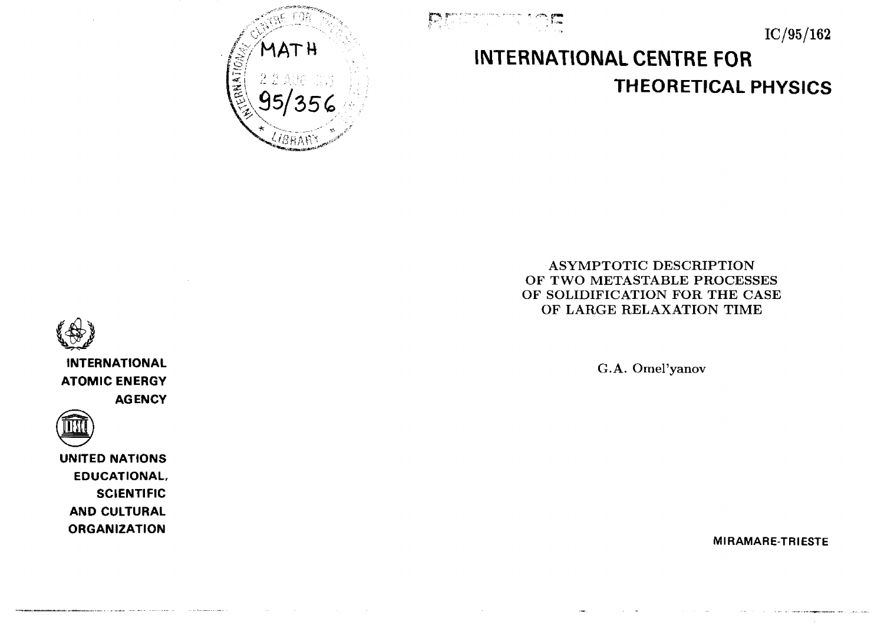IC/95/162

# INTERNATIONAL CENTRE FOR THEORETICAL PHYSICS

## ASYMPTOTIC DESCRIPTION OF TWO METASTABLE PROCESSES OF SOLIDIFICATION FOR THE CASE OF LARGE RELAXATION TIME

G.A. Omel'yanov

INTERNATIONAL ATOMIC ENERGY AGENCY

UNITED NATIONS EDUCATIONAL, SCIENTIFIC AND CULTURAL ORGANIZATION

MIRAMARE-TRIESTE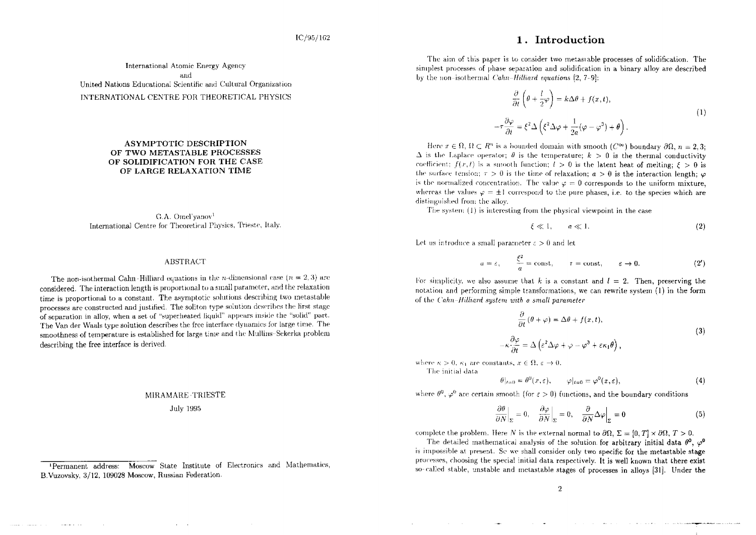IC/95/162

International Atomic Energy Agency
and
United Nations Educational Scientific and Cultural Organization
INTERNATIONAL CENTRE FOR THEORETICAL PHYSICS

## ASYMPTOTIC DESCRIPTION OF TWO METASTABLE PROCESSES OF SOLIDIFICATION FOR THE CASE OF LARGE RELAXATION TIME

G.A. Omel'yanov[1]
International Centre for Theoretical Physics, Trieste, Italy.

### ABSTRACT

The non-isothermal Cahn–Hilliard equations in the $n$-dimensional case ($n = 2, 3$) are considered. The interaction length is proportional to a small parameter, and the relaxation time is proportional to a constant. The asymptotic solutions describing two metastable processes are constructed and justified. The soliton type solution describes the first stage of separation in alloy, when a set of "superheated liquid" appears inside the "solid" part. The Van der Waals type solution describes the free interface dynamics for large time. The smoothness of temperature is established for large time and the Mullins–Sekerka problem describing the free interface is derived.

MIRAMARE–TRIESTE
July 1995

[1] Permanent address: Moscow State Institute of Electronics and Mathematics, B.Vuzovsky, 3/12, 109028 Moscow, Russian Federation.

# 1. Introduction

The aim of this paper is to consider two metastable processes of solidification. The simplest processes of phase separation and solidification in a binary alloy are described by the non–isothermal *Cahn–Hilliard equations* [2, 7–9]:

$$
\begin{gathered}
\frac{\partial}{\partial t}\left(\theta + \frac{l}{2}\varphi\right) = k\Delta\theta + f(x,t), \\
-\tau\frac{\partial\varphi}{\partial t} = \xi^2\Delta\left(\xi^2\Delta\varphi + \frac{1}{2a}(\varphi - \varphi^3) + \theta\right).
\end{gathered}
\tag{1}
$$

Here $x \in \Omega$, $\Omega \subset R^n$ is a bounded domain with smooth ($C^\infty$) boundary $\partial\Omega$, $n = 2, 3$; $\Delta$ is the Laplace operator; $\theta$ is the temperature; $k > 0$ is the thermal conductivity coefficient; $f(x,t)$ is a smooth function; $l > 0$ is the latent heat of melting; $\xi > 0$ is the surface tension; $\tau > 0$ is the time of relaxation; $a > 0$ is the interaction length; $\varphi$ is the normalized concentration. The value $\varphi = 0$ corresponds to the uniform mixture, whereas the values $\varphi = \pm 1$ correspond to the pure phases, i.e. to the species which are distinguished from the alloy.

The system (1) is interesting from the physical viewpoint in the case

$$
\xi \ll 1, \qquad a \ll 1. \tag{2}
$$

Let us introduce a small parameter $\varepsilon > 0$ and let

$$
a = \varepsilon, \qquad \frac{\xi^2}{a} = \text{const}, \qquad \tau = \text{const}, \qquad \varepsilon \to 0. \tag{2'}
$$

For simplicity, we also assume that $k$ is a constant and $l = 2$. Then, preserving the notation and performing simple transformations, we can rewrite system (1) in the form of the *Cahn–Hilliard system with a small parameter*

$$
\begin{gathered}
\frac{\partial}{\partial t}(\theta + \varphi) = \Delta\theta + f(x,t), \\
-\kappa\frac{\partial\varphi}{\partial t} = \Delta\left(\varepsilon^2\Delta\varphi + \varphi - \varphi^3 + \varepsilon\kappa_1\theta\right),
\end{gathered}
\tag{3}
$$

where $\kappa > 0$, $\kappa_1$ are constants, $x \in \Omega$, $\varepsilon \to 0$.

The initial data

$$
\theta|_{t=0} = \theta^0(x,\varepsilon), \qquad \varphi|_{t=0} = \varphi^0(x,\varepsilon), \tag{4}
$$

where $\theta^0$, $\varphi^0$ are certain smooth (for $\varepsilon > 0$) functions, and the boundary conditions

$$
\left.\frac{\partial\theta}{\partial N}\right|_\Sigma = 0, \quad \left.\frac{\partial\varphi}{\partial N}\right|_\Sigma = 0, \quad \left.\frac{\partial}{\partial N}\Delta\varphi\right|_\Sigma = 0 \tag{5}
$$

complete the problem. Here $N$ is the external normal to $\partial\Omega$, $\Sigma = [0,T] \times \partial\Omega$, $T > 0$.

The detailed mathematical analysis of the solution for arbitrary initial data $\theta^0$, $\varphi^0$ is impossible at present. So we shall consider only two specific for the metastable stage processes, choosing the special initial data respectively. It is well known that there exist so-called stable, unstable and metastable stages of processes in alloys [31]. Under the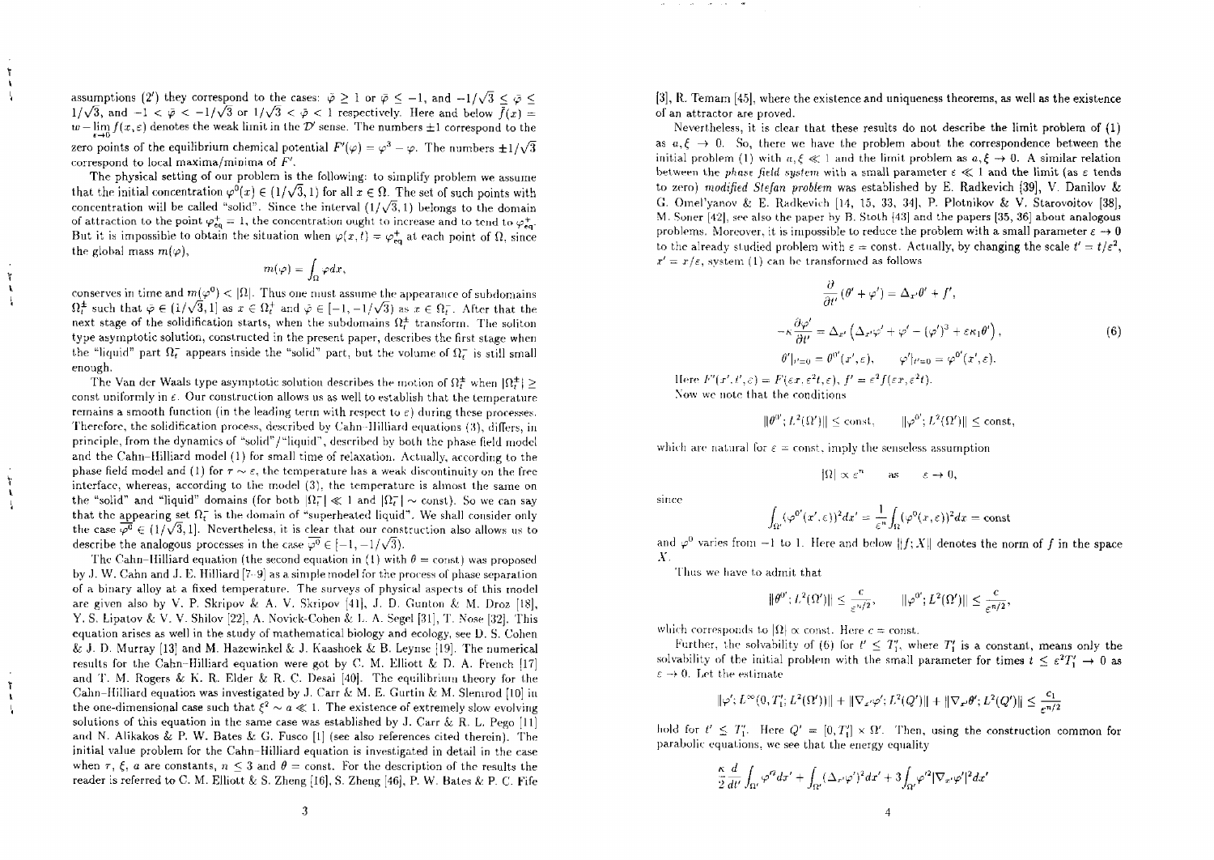assumptions (2') they correspond to the cases: $\bar{\varphi} \geq 1$ or $\bar{\varphi} \leq -1$, and $-1/\sqrt{3} \leq \bar{\varphi} \leq 1/\sqrt{3}$, and $-1 < \bar{\varphi} < -1/\sqrt{3}$ or $1/\sqrt{3} < \bar{\varphi} < 1$ respectively. Here and below $\bar{f}(x) = w - \lim_{\varepsilon \to 0} f(x, \varepsilon)$ denotes the weak limit in the $\mathcal{D}'$ sense. The numbers $\pm 1$ correspond to the zero points of the equilibrium chemical potential $F'(\varphi) = \varphi^3 - \varphi$. The numbers $\pm 1/\sqrt{3}$ correspond to local maxima/minima of $F'$.

The physical setting of our problem is the following: to simplify problem we assume that the initial concentration $\varphi^0(x) \in (1/\sqrt{3}, 1)$ for all $x \in \Omega$. The set of such points with concentration will be called "solid". Since the interval $(1/\sqrt{3}, 1)$ belongs to the domain of attraction to the point $\varphi_{\text{eq}}^+ = 1$, the concentration ought to increase and to tend to $\varphi_{\text{eq}}^+$. But it is impossible to obtain the situation when $\varphi(x, t) = \varphi_{\text{eq}}^+$ at each point of $\Omega$, since the global mass $m(\varphi)$,

$$m(\varphi) = \int_\Omega \varphi dx,$$

conserves in time and $m(\varphi^0) < |\Omega|$. Thus one must assume the appearance of subdomains $\Omega_t^\pm$ such that $\bar{\varphi} \in (1/\sqrt{3}, 1]$ as $x \in \Omega_t^+$ and $\bar{\varphi} \in [-1, -1/\sqrt{3})$ as $x \in \Omega_t^-$. After that the next stage of the solidification starts, when the subdomains $\Omega_t^\pm$ transform. The soliton type asymptotic solution, constructed in the present paper, describes the first stage when the "liquid" part $\Omega_t^-$ appears inside the "solid" part, but the volume of $\Omega_t^-$ is still small enough.

The Van der Waals type asymptotic solution describes the motion of $\Omega_t^\pm$ when $|\Omega_t^\pm| \geq$ const uniformly in $\varepsilon$. Our construction allows us as well to establish that the temperature remains a smooth function (in the leading term with respect to $\varepsilon$) during these processes. Therefore, the solidification process, described by Cahn–Hilliard equations (3), differs, in principle, from the dynamics of "solid"/"liquid", described by both the phase field model and the Cahn–Hilliard model (1) for small time of relaxation. Actually, according to the phase field model and (1) for $\tau \sim \varepsilon$, the temperature has a weak discontinuity on the free interface, whereas, according to the model (3), the temperature is almost the same on the "solid" and "liquid" domains (for both $|\Omega_t^-| \ll 1$ and $|\Omega_t^-| \sim$ const). So we can say that the appearing set $\Omega_t^-$ is the domain of "superheated liquid". We shall consider only the case $\overline{\varphi^0} \in (1/\sqrt{3}, 1]$. Nevertheless, it is clear that our construction also allows us to describe the analogous processes in the case $\overline{\varphi^0} \in [-1, -1/\sqrt{3})$.

The Cahn–Hilliard equation (the second equation in (1) with $\theta =$ const) was proposed by J. W. Cahn and J. E. Hilliard [7–9] as a simple model for the process of phase separation of a binary alloy at a fixed temperature. The surveys of physical aspects of this model are given also by V. P. Skripov & A. V. Skripov [41], J. D. Gunton & M. Droz [18], Y. S. Lipatov & V. V. Shilov [22], A. Novick-Cohen & L. A. Segel [31], T. Nose [32]. This equation arises as well in the study of mathematical biology and ecology, see D. S. Cohen & J. D. Murray [13] and M. Hazewinkel & J. Kaashoek & B. Leynse [19]. The numerical results for the Cahn–Hilliard equation were got by C. M. Elliott & D. A. French [17] and T. M. Rogers & K. R. Elder & R. C. Desai [40]. The equilibrium theory for the Cahn–Hilliard equation was investigated by J. Carr & M. E. Gurtin & M. Slemrod [10] in the one-dimensional case such that $\xi^2 \sim a \ll 1$. The existence of extremely slow evolving solutions of this equation in the same case was established by J. Carr & R. L. Pego [11] and N. Alikakos & P. W. Bates & G. Fusco [1] (see also references cited therein). The initial value problem for the Cahn–Hilliard equation is investigated in detail in the case when $\tau$, $\xi$, $a$ are constants, $n \leq 3$ and $\theta =$ const. For the description of the results the reader is referred to C. M. Elliott & S. Zheng [16], S. Zheng [46], P. W. Bates & P. C. Fife [3], R. Temam [45], where the existence and uniqueness theorems, as well as the existence of an attractor are proved.

Nevertheless, it is clear that these results do not describe the limit problem of (1) as $a, \xi \to 0$. So, there we have the problem about the correspondence between the initial problem (1) with $a, \xi \ll 1$ and the limit problem as $a, \xi \to 0$. A similar relation between the *phase field system* with a small parameter $\varepsilon \ll 1$ and the limit (as $\varepsilon$ tends to zero) *modified Stefan problem* was established by E. Radkevich [39], V. Danilov & G. Omel'yanov & E. Radkevich [14, 15, 33, 34], P. Plotnikov & V. Starovoitov [38], M. Soner [42], see also the paper by B. Stoth [43] and the papers [35, 36] about analogous problems. Moreover, it is impossible to reduce the problem with a small parameter $\varepsilon \to 0$ to the already studied problem with $\varepsilon =$ const. Actually, by changing the scale $t' = t/\varepsilon^2$, $x' = x/\varepsilon$, system (1) can be transformed as follows

$$\begin{gathered}
\frac{\partial}{\partial t'}(\theta' + \varphi') = \Delta_{x'}\theta' + f', \\
-\kappa \frac{\partial \varphi'}{\partial t'} = \Delta_{x'}\left(\Delta_{x'}\varphi' + \varphi' - (\varphi')^3 + \varepsilon\kappa_1\theta'\right), \\
\theta'|_{t'=0} = \theta^{0'}(x', \varepsilon), \qquad \varphi'|_{t'=0} = \varphi^{0'}(x', \varepsilon).
\end{gathered} \tag{6}$$

Here $F'(x', t', \varepsilon) = F(\varepsilon x, \varepsilon^2 t, \varepsilon)$, $f' = \varepsilon^2 f(\varepsilon x, \varepsilon^2 t)$.
Now we note that the conditions

$$\|\theta^{0'}; L^2(\Omega')\| \leq \text{const}, \qquad \|\varphi^{0'}; L^2(\Omega')\| \leq \text{const},$$

which are natural for $\varepsilon =$ const, imply the senseless assumption

$$|\Omega| \propto \varepsilon^n \qquad \text{as} \qquad \varepsilon \to 0,$$

since

$$\int_{\Omega'} (\varphi^{0'}(x', \varepsilon))^2 dx' = \frac{1}{\varepsilon^n} \int_\Omega (\varphi^0(x, \varepsilon))^2 dx = \text{const}$$

and $\varphi^0$ varies from $-1$ to 1. Here and below $\|f; X\|$ denotes the norm of $f$ in the space $X$.

Thus we have to admit that

$$\|\theta^{0'}; L^2(\Omega')\| \leq \frac{c}{\varepsilon^{n/2}}, \qquad \|\varphi^{0'}; L^2(\Omega')\| \leq \frac{c}{\varepsilon^{n/2}},$$

which corresponds to $|\Omega| \propto$ const. Here $c =$ const.

Further, the solvability of (6) for $t' \leq T_1'$, where $T_1'$ is a constant, means only the solvability of the initial problem with the small parameter for times $t \leq \varepsilon^2 T_1' \to 0$ as $\varepsilon \to 0$. Let the estimate

$$\|\varphi'; L^\infty(0, T_1'; L^2(\Omega'))\| + \|\nabla_{x'}\varphi'; L^2(Q')\| + \|\nabla_{x'}\theta'; L^2(Q')\| \leq \frac{c_1}{\varepsilon^{n/2}}$$

hold for $t' \leq T_1'$. Here $Q' = [0, T_1'] \times \Omega'$. Then, using the construction common for parabolic equations, we see that the energy equality

$$\frac{\kappa}{2}\frac{d}{dt'}\int_{\Omega'} \varphi'^2 dx' + \int_{\Omega'} (\Delta_{x'}\varphi')^2 dx' + 3\int_{\Omega'} \varphi'^2 |\nabla_{x'}\varphi'|^2 dx'$$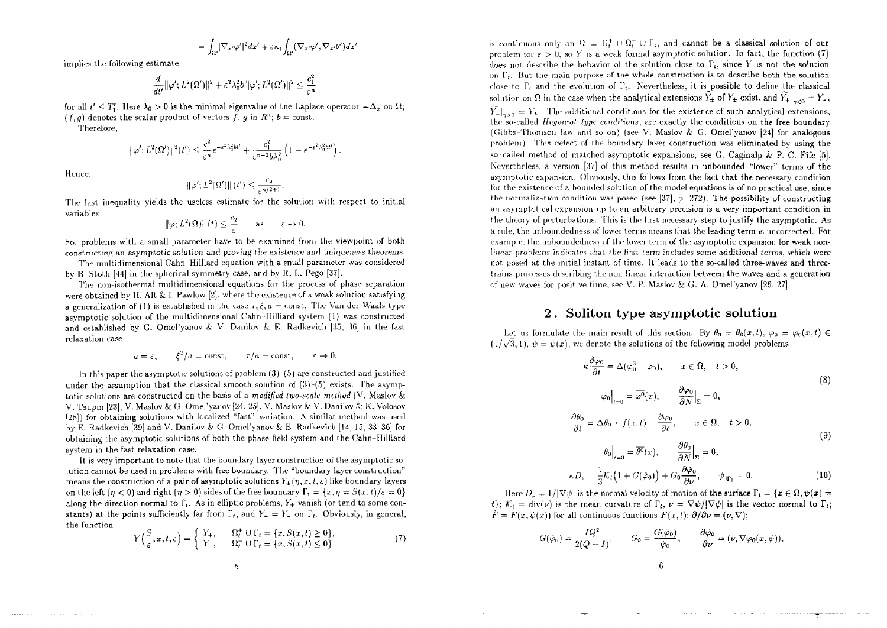$$= \int_{\Omega'} |\nabla_{x'}\varphi'|^2 dx' + \varepsilon\kappa_1 \int_{\Omega'} (\nabla_{x'}\varphi', \nabla_{x'}\theta') dx'$$

implies the following estimate

$$\frac{d}{dt'} \|\varphi'; L^2(\Omega')\|^2 + \varepsilon^2 \lambda_0^2 b \|\varphi'; L^2(\Omega')\|^2 \leq \frac{c_1^2}{\varepsilon^n}$$

for all $t' \leq T_1'$. Here $\lambda_0 > 0$ is the minimal eigenvalue of the Laplace operator $-\Delta_x$ on $\Omega$; $(f, g)$ denotes the scalar product of vectors $f$, $g$ in $R^n$; $b = \text{const}$.

Therefore,

$$\|\varphi'; L^2(\Omega')\|^2(t') \leq \frac{c^2}{\varepsilon^n} e^{-\varepsilon^2 \lambda_0^2 b t'} + \frac{c_1^2}{\varepsilon^{n+2} b \lambda_0^2} \left(1 - e^{-\varepsilon^2 \lambda_0^2 b t'}\right).$$

Hence,

$$\|\varphi'; L^2(\Omega')\| (t') \leq \frac{c_2}{\varepsilon^{n/2+1}}.$$

The last inequality yields the useless estimate for the solution with respect to initial variables

$$\|\varphi; L^2(\Omega)\| (t) \leq \frac{c_2}{\varepsilon} \quad \text{as} \quad \varepsilon \to 0.$$

So, problems with a small parameter have to be examined from the viewpoint of both constructing an asymptotic solution and proving the existence and uniqueness theorems.

The multidimensional Cahn Hilliard equation with a small parameter was considered by B. Stoth [44] in the spherical symmetry case, and by R. L. Pego [37].

The non-isothermal multidimensional equations for the process of phase separation were obtained by H. Alt & I. Pawlow [2], where the existence of a weak solution satisfying a generalization of (1) is established in the case $\tau, \xi, a = \text{const}$. The Van der Waals type asymptotic solution of the multidimensional Cahn-Hilliard system (1) was constructed and established by G. Omel'yanov & V. Danilov & E. Radkevich [35, 36] in the fast relaxation case

$$a = \varepsilon, \qquad \xi^2/a = \text{const}, \qquad \tau/a = \text{const}, \qquad \varepsilon \to 0.$$

In this paper the asymptotic solutions of problem (3)–(5) are constructed and justified under the assumption that the classical smooth solution of (3)–(5) exists. The asymptotic solutions are constructed on the basis of a *modified two-scale method* (V. Maslov & V. Tsupin [23], V. Maslov & G. Omel'yanov [24, 25], V. Maslov & V. Danilov & K. Volosov [28]) for obtaining solutions with localized "fast" variation. A similar method was used by E. Radkevich [39] and V. Danilov & G. Omel'yanov & E. Radkevich [14, 15, 33–36] for obtaining the asymptotic solutions of both the phase field system and the Cahn–Hilliard system in the fast relaxation case.

It is very important to note that the boundary layer construction of the asymptotic solution cannot be used in problems with free boundary. The "boundary layer construction" means the construction of a pair of asymptotic solutions $Y_\pm(\eta, x, t, \varepsilon)$ like boundary layers on the left ($\eta < 0$) and right ($\eta > 0$) sides of the free boundary $\Gamma_t = \{x, \eta = S(x,t)/\varepsilon = 0\}$ along the direction normal to $\Gamma_t$. As in elliptic problems, $Y_\pm$ vanish (or tend to some constants) at the points sufficiently far from $\Gamma_t$, and $Y_+ = Y_-$ on $\Gamma_t$. Obviously, in general, the function

$$Y\left(\frac{S}{\varepsilon}, x, t, \varepsilon\right) = \begin{cases} Y_+, & \Omega_t^+ \cup \Gamma_t = \{x, S(x,t) \geq 0\}, \\ Y_-, & \Omega_t^- \cup \Gamma_t = \{x, S(x,t) \leq 0\} \end{cases} \tag{7}$$

is continuous only on $\Omega = \Omega_t^+ \cup \Omega_t^- \cup \Gamma_t$, and cannot be a classical solution of our problem for $\varepsilon > 0$, so $Y$ is a weak formal asymptotic solution. In fact, the function (7) does not describe the behavior of the solution close to $\Gamma_t$, since $Y$ is not the solution on $\Gamma_t$. But the main purpose of the whole construction is to describe both the solution close to $\Gamma_t$ and the evolution of $\Gamma_t$. Nevertheless, it is possible to define the classical solution on $\Omega$ in the case when the analytical extensions $\widetilde{Y}_\pm$ of $Y_\pm$ exist, and $\widetilde{Y}_+\big|_{\eta<0} = Y_-$, $\widetilde{Y}_-\big|_{\eta>0} = Y_+$. The additional conditions for the existence of such analytical extensions, the so-called *Hugoniot type conditions*, are exactly the conditions on the free boundary (Gibbs–Thomson law and so on) (see V. Maslov & G. Omel'yanov [24] for analogous problem). This defect of the boundary layer construction was eliminated by using the so-called method of matched asymptotic expansions, see G. Caginalp & P. C. Fife [5]. Nevertheless, a version [37] of this method results in unbounded "lower" terms of the asymptotic expansion. Obviously, this follows from the fact that the necessary condition for the existence of a bounded solution of the model equations is of no practical use, since the normalization condition was posed (see [37], p. 272). The possibility of constructing an asymptotical expansion up to an arbitrary precision is a very important condition in the theory of perturbations. This is the first necessary step to justify the asymptotic. As a rule, the unboundedness of lower terms means that the leading term is uncorrected. For example, the unboundedness of the lower term of the asymptotic expansion for weak nonlinear problems indicates that the first term includes some additional terms, which were not posed at the initial instant of time. It leads to the so-called three-waves and three-trains processes describing the non-linear interaction between the waves and a generation of new waves for positive time, see V. P. Maslov & G. A. Omel'yanov [26, 27].

## 2. Soliton type asymptotic solution

Let us formulate the main result of this section. By $\theta_0 = \theta_0(x,t)$, $\varphi_0 = \varphi_0(x,t) \in (1/\sqrt{3}, 1)$, $\psi = \psi(x)$, we denote the solutions of the following model problems

$$\begin{gathered} \kappa \frac{\partial \varphi_0}{\partial t} = \Delta(\varphi_0^3 - \varphi_0), \qquad x \in \Omega, \quad t > 0, \\ \varphi_0\big|_{t=0} = \overline{\varphi^0}(x), \qquad \frac{\partial \varphi_0}{\partial N}\Big|_\Sigma = 0, \end{gathered} \tag{8}$$

$$\begin{gathered} \frac{\partial \theta_0}{\partial t} = \Delta\theta_0 + f(x,t) - \frac{\partial \varphi_0}{\partial t}, \qquad x \in \Omega, \quad t > 0, \\ \theta_0\big|_{t=0} = \overline{\theta^0}(x), \qquad \frac{\partial \theta_0}{\partial N}\Big|_\Sigma = 0, \end{gathered} \tag{9}$$

$$\kappa D_\nu = \frac{1}{3}\bar{\mathcal{K}}_t\left(1 + G(\bar{\varphi}_0)\right) + G_0 \frac{\partial \bar{\varphi}_0}{\partial \nu}, \qquad \psi|_{\Gamma_0} = 0. \tag{10}$$

Here $D_\nu = 1/|\nabla\psi|$ is the normal velocity of motion of the surface $\Gamma_t = \{x \in \Omega, \psi(x) = t\}$; $\mathcal{K}_t = \text{div}(\nu)$ is the mean curvature of $\Gamma_t$, $\nu = \nabla\psi/|\nabla\psi|$ is the vector normal to $\Gamma_t$; $\bar{F} = F(x, \psi(x))$ for all continuous functions $F(x,t)$; $\partial/\partial\nu = (\nu, \nabla)$;

$$G(\bar{\varphi}_0) = \frac{IQ^2}{2(Q-I)}, \qquad G_0 = \frac{G(\bar{\varphi}_0)}{\bar{\varphi}_0}, \qquad \frac{\partial \bar{\varphi}_0}{\partial \nu} = (\nu, \nabla\varphi_0(x, \psi)),$$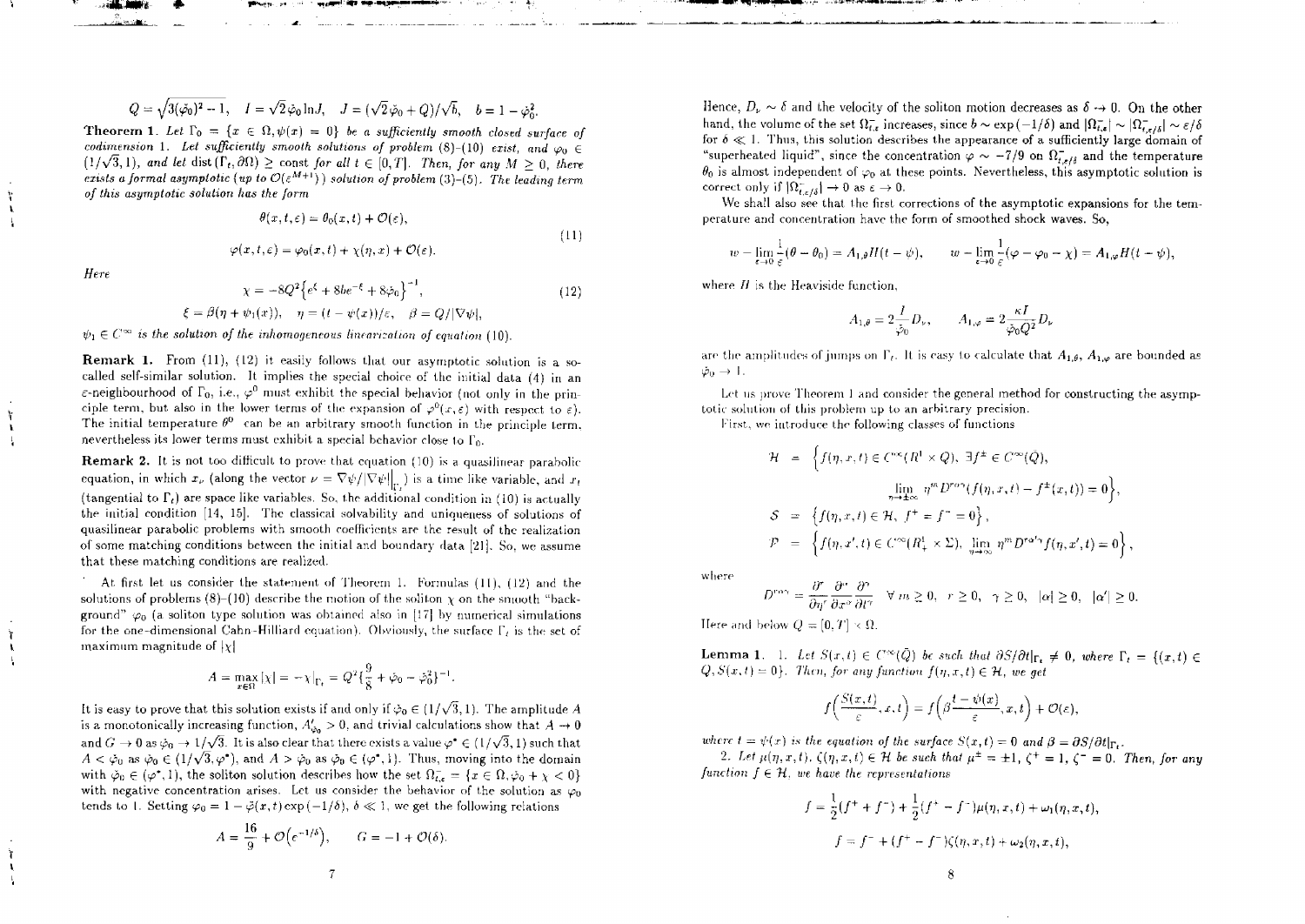$$Q = \sqrt{3(\hat{\varphi}_0)^2 - 1}, \quad I = \sqrt{2}\hat{\varphi}_0 \ln J, \quad J = (\sqrt{2}\hat{\varphi}_0 + Q)/\sqrt{b}, \quad b = 1 - \hat{\varphi}_0^2.$$

**Theorem 1.** *Let $\Gamma_0 = \{x \in \Omega, \psi(x) = 0\}$ be a sufficiently smooth closed surface of codimension 1. Let sufficiently smooth solutions of problem (8)–(10) exist, and $\varphi_0 \in (1/\sqrt{3}, 1)$, and let $\operatorname{dist}(\Gamma_t, \partial\Omega) \geq \text{const}$ for all $t \in [0, T]$. Then, for any $M \geq 0$, there exists a formal asymptotic (up to $\mathcal{O}(\varepsilon^{M+1})$) solution of problem (3)–(5). The leading term of this asymptotic solution has the form*

$$\theta(x, t, \varepsilon) = \theta_0(x, t) + \mathcal{O}(\varepsilon),$$
$$\varphi(x, t, \varepsilon) = \varphi_0(x, t) + \chi(\eta, x) + \mathcal{O}(\varepsilon). \tag{11}$$

*Here*

$$\chi = -8Q^2\left\{e^{\xi} + 8be^{-\xi} + 8\hat{\varphi}_0\right\}^{-1}, \tag{12}$$
$$\xi = \beta(\eta + \psi_1(x)), \quad \eta = (t - \psi(x))/\varepsilon, \quad \beta = Q/|\nabla\psi|,$$

*$\psi_1 \in C^\infty$ is the solution of the inhomogeneous linearization of equation (10).*

**Remark 1.** From (11), (12) it easily follows that our asymptotic solution is a so-called self-similar solution. It implies the special choice of the initial data (4) in an $\varepsilon$-neighbourhood of $\Gamma_0$, i.e., $\varphi^0$ must exhibit the special behavior (not only in the principle term, but also in the lower terms of the expansion of $\varphi^0(x, \varepsilon)$ with respect to $\varepsilon$). The initial temperature $\theta^0$ can be an arbitrary smooth function in the principle term, nevertheless its lower terms must exhibit a special behavior close to $\Gamma_0$.

**Remark 2.** It is not too difficult to prove that equation (10) is a quasilinear parabolic equation, in which $x_\nu$ (along the vector $\nu = \nabla\psi/|\nabla\psi|\big|_{\Gamma_t}$) is a time like variable, and $x_t$ (tangential to $\Gamma_t$) are space like variables. So, the additional condition in (10) is actually the initial condition [14, 15]. The classical solvability and uniqueness of solutions of quasilinear parabolic problems with smooth coefficients are the result of the realization of some matching conditions between the initial and boundary data [21]. So, we assume that these matching conditions are realized.

At first let us consider the statement of Theorem 1. Formulas (11), (12) and the solutions of problems (8)–(10) describe the motion of the soliton $\chi$ on the smooth "background" $\varphi_0$ (a soliton type solution was obtained also in [17] by numerical simulations for the one-dimensional Cahn-Hilliard equation). Obviously, the surface $\Gamma_t$ is the set of maximum magnitude of $|\chi|$

$$A = \max_{x \in \Omega} |\chi| = -\chi|_{\Gamma_t} = Q^2\{\frac{9}{8} + \hat{\varphi}_0 - \hat{\varphi}_0^2\}^{-1}.$$

It is easy to prove that this solution exists if and only if $\hat{\varphi}_0 \in (1/\sqrt{3}, 1)$. The amplitude $A$ is a monotonically increasing function, $A'_{\hat{\varphi}_0} > 0$, and trivial calculations show that $A \to 0$ and $G \to 0$ as $\hat{\varphi}_0 \to 1/\sqrt{3}$. It is also clear that there exists a value $\varphi^* \in (1/\sqrt{3}, 1)$ such that $A < \hat{\varphi}_0$ as $\hat{\varphi}_0 \in (1/\sqrt{3}, \varphi^*)$, and $A > \hat{\varphi}_0$ as $\hat{\varphi}_0 \in (\varphi^*, 1)$. Thus, moving into the domain with $\hat{\varphi}_0 \in (\varphi^*, 1)$, the soliton solution describes how the set $\Omega^-_{t,\varepsilon} = \{x \in \Omega, \hat{\varphi}_0 + \chi < 0\}$ with negative concentration arises. Let us consider the behavior of the solution as $\varphi_0$ tends to 1. Setting $\varphi_0 = 1 - \tilde{\varphi}(x, t)\exp(-1/\delta)$, $\delta \ll 1$, we get the following relations

$$A = \frac{16}{9} + \mathcal{O}\big(e^{-1/\delta}\big), \qquad G = -1 + \mathcal{O}(\delta).$$

Hence, $D_\nu \sim \delta$ and the velocity of the soliton motion decreases as $\delta \to 0$. On the other hand, the volume of the set $\Omega^-_{t,\varepsilon}$ increases, since $b \sim \exp(-1/\delta)$ and $|\Omega^-_{t,\varepsilon}| \sim |\Omega^-_{t,\varepsilon/\delta}| \sim \varepsilon/\delta$ for $\delta \ll 1$. Thus, this solution describes the appearance of a sufficiently large domain of "superheated liquid", since the concentration $\varphi \sim -7/9$ on $\Omega^-_{t,\varepsilon/\delta}$ and the temperature $\theta_0$ is almost independent of $\varphi_0$ at these points. Nevertheless, this asymptotic solution is correct only if $|\Omega^-_{t,\varepsilon/\delta}| \to 0$ as $\varepsilon \to 0$.

We shall also see that the first corrections of the asymptotic expansions for the temperature and concentration have the form of smoothed shock waves. So,

$$w - \lim_{\varepsilon \to 0} \frac{1}{\varepsilon}(\theta - \theta_0) = A_{1,\theta}H(t - \psi), \qquad w - \lim_{\varepsilon \to 0} \frac{1}{\varepsilon}(\varphi - \varphi_0 - \chi) = A_{1,\varphi}H(t - \psi),$$

where $H$ is the Heaviside function,

$$A_{1,\theta} = 2\frac{I}{\hat{\varphi}_0}D_\nu, \qquad A_{1,\varphi} = 2\frac{\kappa I}{\hat{\varphi}_0 Q^2}D_\nu$$

are the amplitudes of jumps on $\Gamma_t$. It is easy to calculate that $A_{1,\theta}$, $A_{1,\varphi}$ are bounded as $\hat{\varphi}_0 \to 1$.

Let us prove Theorem 1 and consider the general method for constructing the asymptotic solution of this problem up to an arbitrary precision.

First, we introduce the following classes of functions

$$\begin{aligned}
\mathcal{H} &= \Big\{f(\eta, x, t) \in C^\infty(R^1 \times Q),\ \exists f^\pm \in C^\infty(\bar{Q}), \\
&\qquad \lim_{\eta \to \pm\infty} \eta^m D^{r\alpha\gamma}(f(\eta, x, t) - f^\pm(x, t)) = 0\Big\}, \\
\mathcal{S} &= \left\{f(\eta, x, t) \in \mathcal{H},\ f^+ = f^- = 0\right\}, \\
\mathcal{P} &= \left\{f(\eta, x', t) \in C^\infty(R^1_+ \times \Sigma),\ \lim_{\eta \to \infty} \eta^m D^{r\alpha'\gamma} f(\eta, x', t) = 0\right\},
\end{aligned}$$

where

$$D^{r\alpha\gamma} = \frac{\partial^r}{\partial\eta^r}\frac{\partial^\alpha}{\partial x^\alpha}\frac{\partial^\gamma}{\partial t^\gamma} \quad \forall\, m \geq 0,\ r \geq 0,\ \gamma \geq 0,\ |\alpha| \geq 0,\ |\alpha'| \geq 0.$$

Here and below $Q = [0, T] \times \Omega$.

**Lemma 1.** 1. *Let $S(x, t) \in C^\infty(\bar{Q})$ be such that $\partial S/\partial t|_{\Gamma_t} \neq 0$, where $\Gamma_t = \{(x, t) \in Q, S(x, t) = 0\}$. Then, for any function $f(\eta, x, t) \in \mathcal{H}$, we get*

$$f\Big(\frac{S(x, t)}{\varepsilon}, x, t\Big) = f\Big(\beta\frac{t - \psi(x)}{\varepsilon}, x, t\Big) + \mathcal{O}(\varepsilon),$$

*where $t = \psi(x)$ is the equation of the surface $S(x, t) = 0$ and $\beta = \partial S/\partial t|_{\Gamma_t}$.*

2. *Let $\mu(\eta, x, t)$, $\zeta(\eta, x, t) \in \mathcal{H}$ be such that $\mu^\pm = \pm 1$, $\zeta^+ = 1$, $\zeta^- = 0$. Then, for any function $f \in \mathcal{H}$, we have the representations*

$$f = \frac{1}{2}(f^+ + f^-) + \frac{1}{2}(f^+ - f^-)\mu(\eta, x, t) + \omega_1(\eta, x, t),$$

$$f = f^- + (f^+ - f^-)\zeta(\eta, x, t) + \omega_2(\eta, x, t),$$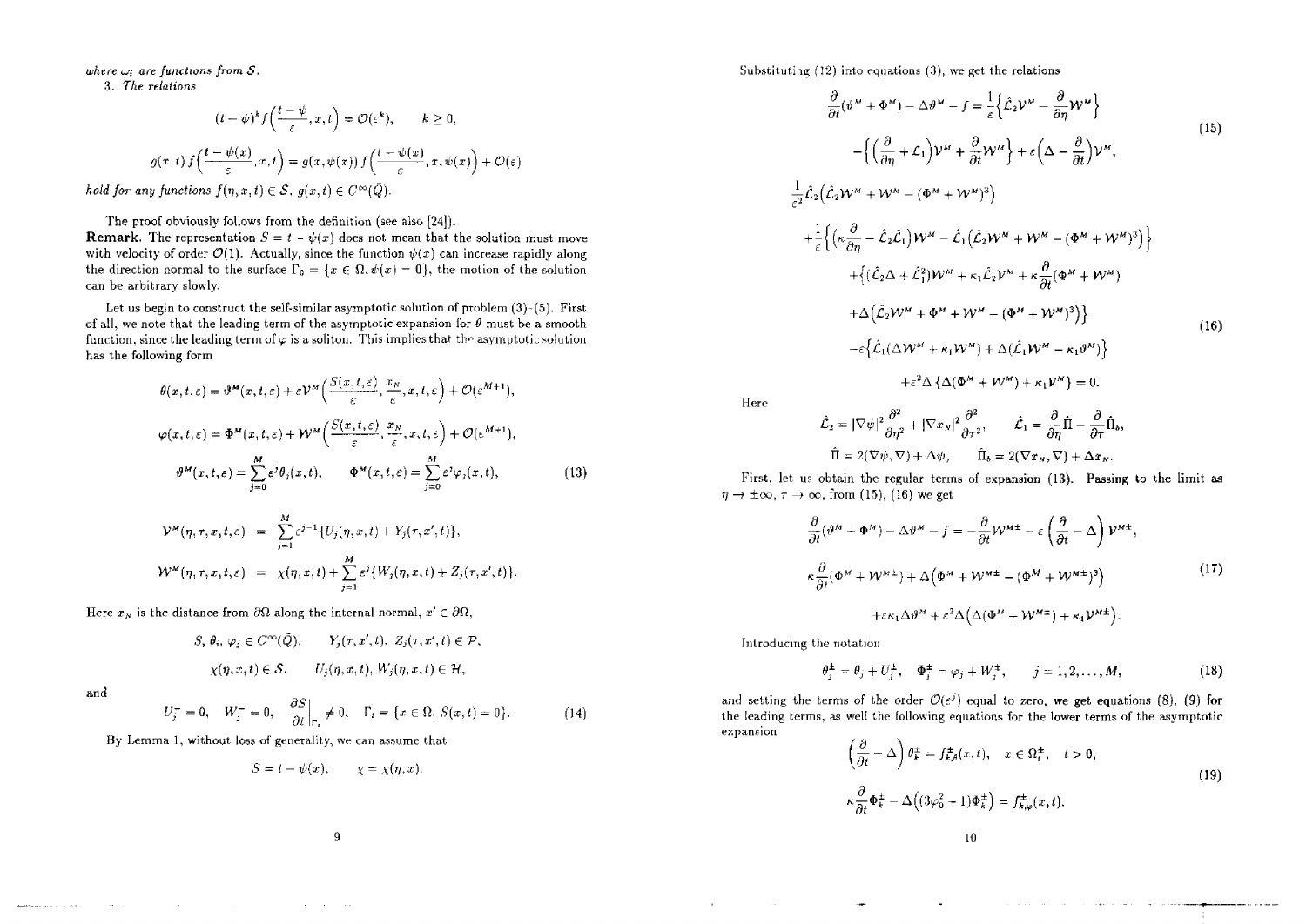*where $\omega_i$ are functions from $\mathcal{S}$.*

3. *The relations*

$$(t-\psi)^k f\Big(\frac{t-\psi}{\varepsilon},x,t\Big)=\mathcal{O}(\varepsilon^k),\qquad k\geq 0,$$

$$g(x,t)\,f\Big(\frac{t-\psi(x)}{\varepsilon},x,t\Big)=g(x,\psi(x))\,f\Big(\frac{t-\psi(x)}{\varepsilon},x,\psi(x)\Big)+\mathcal{O}(\varepsilon)$$

*hold for any functions $f(\eta,x,t)\in\mathcal{S}$, $g(x,t)\in C^\infty(\bar{Q})$.*

The proof obviously follows from the definition (see also [24]).

**Remark.** The representation $S=t-\psi(x)$ does not mean that the solution must move with velocity of order $\mathcal{O}(1)$. Actually, since the function $\psi(x)$ can increase rapidly along the direction normal to the surface $\Gamma_0=\{x\in\Omega,\psi(x)=0\}$, the motion of the solution can be arbitrary slowly.

Let us begin to construct the self-similar asymptotic solution of problem (3)-(5). First of all, we note that the leading term of the asymptotic expansion for $\theta$ must be a smooth function, since the leading term of $\varphi$ is a soliton. This implies that the asymptotic solution has the following form

$$\theta(x,t,\varepsilon)=\vartheta^M(x,t,\varepsilon)+\varepsilon\mathcal{V}^M\Big(\frac{S(x,t,\varepsilon)}{\varepsilon},\frac{x_N}{\varepsilon},x,t,\varepsilon\Big)+\mathcal{O}(\varepsilon^{M+1}),$$

$$\varphi(x,t,\varepsilon)=\Phi^M(x,t,\varepsilon)+\mathcal{W}^M\Big(\frac{S(x,t,\varepsilon)}{\varepsilon},\frac{x_N}{\varepsilon},x,t,\varepsilon\Big)+\mathcal{O}(\varepsilon^{M+1}),$$

$$\vartheta^M(x,t,\varepsilon)=\sum_{j=0}^{M}\varepsilon^j\theta_j(x,t),\qquad \Phi^M(x,t,\varepsilon)=\sum_{j=0}^{M}\varepsilon^j\varphi_j(x,t),\tag{13}$$

$$\mathcal{V}^M(\eta,\tau,x,t,\varepsilon)=\sum_{j=1}^{M}\varepsilon^{j-1}\{U_j(\eta,x,t)+Y_j(\tau,x',t)\},$$

$$\mathcal{W}^M(\eta,\tau,x,t,\varepsilon)=\chi(\eta,x,t)+\sum_{j=1}^{M}\varepsilon^j\{W_j(\eta,x,t)+Z_j(\tau,x',t)\}.$$

Here $x_N$ is the distance from $\partial\Omega$ along the internal normal, $x'\in\partial\Omega$,

$$S,\,\theta_i,\,\varphi_j\in C^\infty(\bar{Q}),\qquad Y_j(\tau,x',t),\ Z_j(\tau,x',t)\in\mathcal{P},$$

$$\chi(\eta,x,t)\in\mathcal{S},\qquad U_j(\eta,x,t),\,W_j(\eta,x,t)\in\mathcal{H},$$

and

$$U_j^-=0,\quad W_j^-=0,\quad \frac{\partial S}{\partial t}\Big|_{\Gamma_t}\neq 0,\quad \Gamma_t=\{x\in\Omega,\ S(x,t)=0\}.\tag{14}$$

By Lemma 1, without loss of generality, we can assume that

$$S=t-\psi(x),\qquad \chi=\chi(\eta,x).$$

Substituting (12) into equations (3), we get the relations

$$\frac{\partial}{\partial t}(\vartheta^M+\Phi^M)-\Delta\vartheta^M-f=\frac{1}{\varepsilon}\Big\{\hat{\mathcal{L}}_2\mathcal{V}^M-\frac{\partial}{\partial\eta}\mathcal{W}^M\Big\}$$
$$-\Big\{\Big(\frac{\partial}{\partial\eta}+\mathcal{L}_1\Big)\mathcal{V}^M+\frac{\partial}{\partial t}\mathcal{W}^M\Big\}+\varepsilon\Big(\Delta-\frac{\partial}{\partial t}\Big)\mathcal{V}^M,\tag{15}$$

$$\frac{1}{\varepsilon^2}\hat{\mathcal{L}}_2\Big(\hat{\mathcal{L}}_2\mathcal{W}^M+\mathcal{W}^M-(\Phi^M+\mathcal{W}^M)^3\Big)$$
$$+\frac{1}{\varepsilon}\Big\{\Big(\kappa\frac{\partial}{\partial\eta}-\hat{\mathcal{L}}_2\hat{\mathcal{L}}_1\Big)\mathcal{W}^M-\hat{\mathcal{L}}_1\Big(\hat{\mathcal{L}}_2\mathcal{W}^M+\mathcal{W}^M-(\Phi^M+\mathcal{W}^M)^3\Big)\Big\}$$
$$+\Big\{(\hat{\mathcal{L}}_2\Delta+\hat{\mathcal{L}}_1^2)\mathcal{W}^M+\kappa_1\hat{\mathcal{L}}_2\mathcal{V}^M+\kappa\frac{\partial}{\partial t}(\Phi^M+\mathcal{W}^M)$$
$$+\Delta\Big(\hat{\mathcal{L}}_2\mathcal{W}^M+\Phi^M+\mathcal{W}^M-(\Phi^M+\mathcal{W}^M)^3\Big)\Big\}\tag{16}$$
$$-\varepsilon\Big\{\hat{\mathcal{L}}_1(\Delta\mathcal{W}^M+\kappa_1\mathcal{W}^M)+\Delta(\hat{\mathcal{L}}_1\mathcal{W}^M-\kappa_1\vartheta^M)\Big\}$$
$$+\varepsilon^2\Delta\{\Delta(\Phi^M+\mathcal{W}^M)+\kappa_1\mathcal{V}^M\}=0.$$

Here

$$\hat{\mathcal{L}}_2=|\nabla\psi|^2\frac{\partial^2}{\partial\eta^2}+|\nabla x_N|^2\frac{\partial^2}{\partial\tau^2},\qquad \hat{\mathcal{L}}_1=\frac{\partial}{\partial\eta}\hat{\Pi}-\frac{\partial}{\partial\tau}\hat{\Pi}_b,$$

$$\hat{\Pi}=2(\nabla\psi,\nabla)+\Delta\psi,\qquad \hat{\Pi}_b=2(\nabla x_N,\nabla)+\Delta x_N.$$

First, let us obtain the regular terms of expansion (13). Passing to the limit as $\eta\to\pm\infty$, $\tau\to\infty$, from (15), (16) we get

$$\frac{\partial}{\partial t}(\vartheta^M+\Phi^M)-\Delta\vartheta^M-f=-\frac{\partial}{\partial t}\mathcal{W}^{M\pm}-\varepsilon\Big(\frac{\partial}{\partial t}-\Delta\Big)\mathcal{V}^{M\pm},$$

$$\kappa\frac{\partial}{\partial t}(\Phi^M+\mathcal{W}^{M\pm})+\Delta\Big(\Phi^M+\mathcal{W}^{M\pm}-(\Phi^M+\mathcal{W}^{M\pm})^3\Big)\tag{17}$$

$$+\varepsilon\kappa_1\Delta\vartheta^M+\varepsilon^2\Delta\Big(\Delta(\Phi^M+\mathcal{W}^{M\pm})+\kappa_1\mathcal{V}^{M\pm}\Big).$$

Introducing the notation

$$\theta_j^\pm=\theta_j+U_j^\pm,\quad \Phi_j^\pm=\varphi_j+W_j^\pm,\qquad j=1,2,\dots,M,\tag{18}$$

and setting the terms of the order $\mathcal{O}(\varepsilon^j)$ equal to zero, we get equations (8), (9) for the leading terms, as well the following equations for the lower terms of the asymptotic expansion

$$\Big(\frac{\partial}{\partial t}-\Delta\Big)\theta_k^\pm=f_{k,\theta}^\pm(x,t),\quad x\in\Omega_t^\pm,\quad t>0,$$

$$\kappa\frac{\partial}{\partial t}\Phi_k^\pm-\Delta\Big((3\varphi_0^2-1)\Phi_k^\pm\Big)=f_{k,\varphi}^\pm(x,t).\tag{19}$$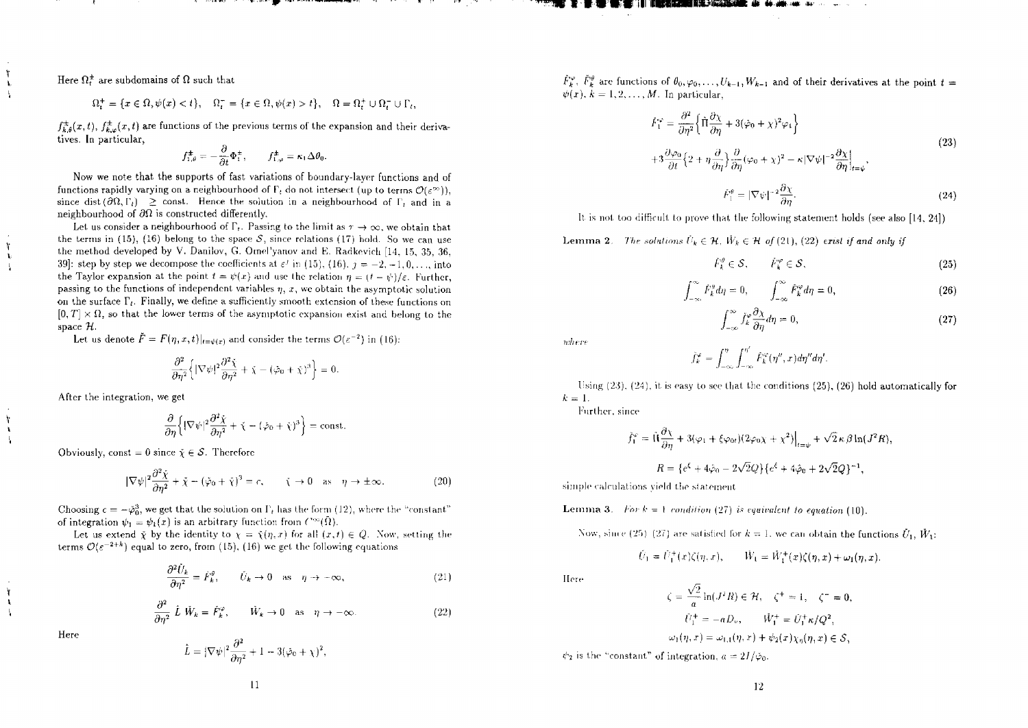Here $\Omega_t^{\pm}$ are subdomains of $\Omega$ such that

$$\Omega_t^+ = \{x \in \Omega, \psi(x) < t\}, \quad \Omega_t^- = \{x \in \Omega, \psi(x) > t\}, \quad \Omega = \Omega_t^+ \cup \Omega_t^- \cup \Gamma_t,$$

$f_{k,\theta}^{\pm}(x,t)$, $f_{k,\varphi}^{\pm}(x,t)$ are functions of the previous terms of the expansion and their derivatives. In particular,

$$f_{1,\theta}^{\pm} = -\frac{\partial}{\partial t}\Phi_1^{\pm}, \qquad f_{1,\varphi}^{\pm} = \kappa_1 \Delta \theta_0.$$

Now we note that the supports of fast variations of boundary-layer functions and of functions rapidly varying on a neighbourhood of $\Gamma_t$ do not intersect (up to terms $\mathcal{O}(\varepsilon^{\infty})$), since $\operatorname{dist}(\partial\Omega, \Gamma_t) \geq$ const. Hence the solution in a neighbourhood of $\Gamma_t$ and in a neighbourhood of $\partial\Omega$ is constructed differently.

Let us consider a neighbourhood of $\Gamma_t$. Passing to the limit as $\tau \to \infty$, we obtain that the terms in (15), (16) belong to the space $\mathcal{S}$, since relations (17) hold. So we can use the method developed by V. Danilov, G. Omel'yanov and E. Radkevich [14, 15, 35, 36, 39]: step by step we decompose the coefficients at $\varepsilon^j$ in (15), (16), $j = -2, -1, 0, \ldots$, into the Taylor expansion at the point $t = \psi(x)$ and use the relation $\eta = (t - \psi)/\varepsilon$. Further, passing to the functions of independent variables $\eta$, $x$, we obtain the asymptotic solution on the surface $\Gamma_t$. Finally, we define a sufficiently smooth extension of these functions on $[0, T] \times \Omega$, so that the lower terms of the asymptotic expansion exist and belong to the space $\mathcal{H}$.

Let us denote $\tilde{F} = F(\eta, x, t)|_{t=\psi(x)}$ and consider the terms $\mathcal{O}(\varepsilon^{-2})$ in (16):

$$\frac{\partial^2}{\partial \eta^2}\Big\{|\nabla\psi|^2 \frac{\partial^2 \tilde{\chi}}{\partial \eta^2} + \tilde{\chi} - (\tilde{\varphi}_0 + \tilde{\chi})^3\Big\} = 0.$$

After the integration, we get

$$\frac{\partial}{\partial \eta}\Big\{|\nabla\psi|^2 \frac{\partial^2 \tilde{\chi}}{\partial \eta^2} + \tilde{\chi} - (\tilde{\varphi}_0 + \tilde{\chi})^3\Big\} = \text{const}.$$

Obviously, const $= 0$ since $\tilde{\chi} \in \mathcal{S}$. Therefore

$$|\nabla\psi|^2 \frac{\partial^2 \tilde{\chi}}{\partial \eta^2} + \tilde{\chi} - (\tilde{\varphi}_0 + \tilde{\chi})^3 = c, \qquad \tilde{\chi} \to 0 \quad \text{as} \quad \eta \to \pm\infty. \tag{20}$$

Choosing $c = -\tilde{\varphi}_0^3$, we get that the solution on $\Gamma_t$ has the form (12), where the "constant" of integration $\psi_1 = \psi_1(x)$ is an arbitrary function from $C^{\infty}(\bar{\Omega})$.

Let us extend $\tilde{\chi}$ by the identity to $\chi = \tilde{\chi}(\eta, x)$ for all $(x, t) \in Q$. Now, setting the terms $\mathcal{O}(\varepsilon^{-2+k})$ equal to zero, from (15), (16) we get the following equations

$$\frac{\partial^2 \tilde{U}_k}{\partial \eta^2} = \tilde{F}_k^{\theta}, \qquad \tilde{U}_k \to 0 \quad \text{as} \quad \eta \to -\infty, \tag{21}$$

$$\frac{\partial^2}{\partial \eta^2}\, \hat{L}\, \tilde{W}_k = \tilde{F}_k^{\varphi}, \qquad \tilde{W}_k \to 0 \quad \text{as} \quad \eta \to -\infty. \tag{22}$$

Here

$$\hat{L} = |\nabla\psi|^2 \frac{\partial^2}{\partial \eta^2} + 1 - 3(\tilde{\varphi}_0 + \chi)^2,$$

$\tilde{F}_k^{\varphi}$, $\tilde{F}_k^{\theta}$ are functions of $\theta_0, \varphi_0, \ldots, U_{k-1}, W_{k-1}$ and of their derivatives at the point $t = \psi(x)$, $k = 1, 2, \ldots, M$. In particular,

$$\begin{aligned} \tilde{F}_1^{\varphi} = \frac{\partial^2}{\partial \eta^2}\Big\{\tilde{\Pi}\frac{\partial \chi}{\partial \eta} + 3(\varphi_0 + \chi)^2 \varphi_1\Big\} \\ + 3\frac{\partial \varphi_0}{\partial t}\Big\{2 + \eta\frac{\partial}{\partial \eta}\Big\}\frac{\partial}{\partial \eta}(\varphi_0 + \chi)^2 - \kappa |\nabla\psi|^{-2}\frac{\partial \chi}{\partial \eta}\Big|_{t=\psi}, \end{aligned} \tag{23}$$

$$\tilde{F}_1^{\theta} = |\nabla\psi|^{-2}\frac{\partial \chi}{\partial \eta}. \tag{24}$$

It is not too difficult to prove that the following statement holds (see also [14, 24])

**Lemma 2.** *The solutions $\tilde{U}_k \in \mathcal{H}$, $\tilde{W}_k \in \mathcal{H}$ of (21), (22) exist if and only if*

$$\tilde{F}_k^{\theta} \in \mathcal{S}, \qquad \tilde{F}_k^{\varphi} \in \mathcal{S}, \tag{25}$$

$$\int_{-\infty}^{\infty} \tilde{F}_k^{\theta} d\eta = 0, \qquad \int_{-\infty}^{\infty} \tilde{F}_k^{\varphi} d\eta = 0, \tag{26}$$

$$\int_{-\infty}^{\infty} \tilde{f}_k^{\varphi} \frac{\partial \chi}{\partial \eta} d\eta = 0, \tag{27}$$

*where*

$$\tilde{f}_k^{\varphi} = \int_{-\infty}^{\eta} \int_{-\infty}^{\eta'} \tilde{F}_k^{\varphi}(\eta'', x) d\eta'' d\eta'.$$

Using (23), (24), it is easy to see that the conditions (25), (26) hold automatically for $k = 1$.

Further, since

$$\tilde{f}_1^{\varphi} = \tilde{\Pi}\frac{\partial \chi}{\partial \eta} + 3(\varphi_1 + \xi\varphi_{0t})(2\varphi_0\chi + \chi^2)\Big|_{t=\psi} + \sqrt{2}\kappa\beta \ln(J^2 R),$$

$$R = \{e^{\xi} + 4\tilde{\varphi}_0 - 2\sqrt{2}Q\}\{e^{\xi} + 4\tilde{\varphi}_0 + 2\sqrt{2}Q\}^{-1},$$

simple calculations yield the statement

**Lemma 3.** *For $k = 1$ condition (27) is equivalent to equation (10).*

Now, since (25)–(27) are satisfied for $k = 1$, we can obtain the functions $\tilde{U}_1$, $\tilde{W}_1$:

$$\tilde{U}_1 = \tilde{U}_1^+(x)\zeta(\eta, x), \qquad \tilde{W}_1 = \tilde{W}_1^+(x)\zeta(\eta, x) + \omega_1(\eta, x).$$

Here

$$\zeta = \frac{\sqrt{2}}{a}\ln(J^2 R) \in \mathcal{H}, \quad \zeta^+ = 1, \quad \zeta^- = 0,$$

$$\tilde{U}_1^+ = -aD_{\nu}, \qquad \tilde{W}_1^+ = \tilde{U}_1^+ \kappa / Q^2,$$

$$\omega_1(\eta, x) = \omega_{1,1}(\eta, x) + \psi_2(x)\chi_{\eta}(\eta, x) \in \mathcal{S},$$

$\psi_2$ is the "constant" of integration, $a = 2I/\tilde{\varphi}_0$.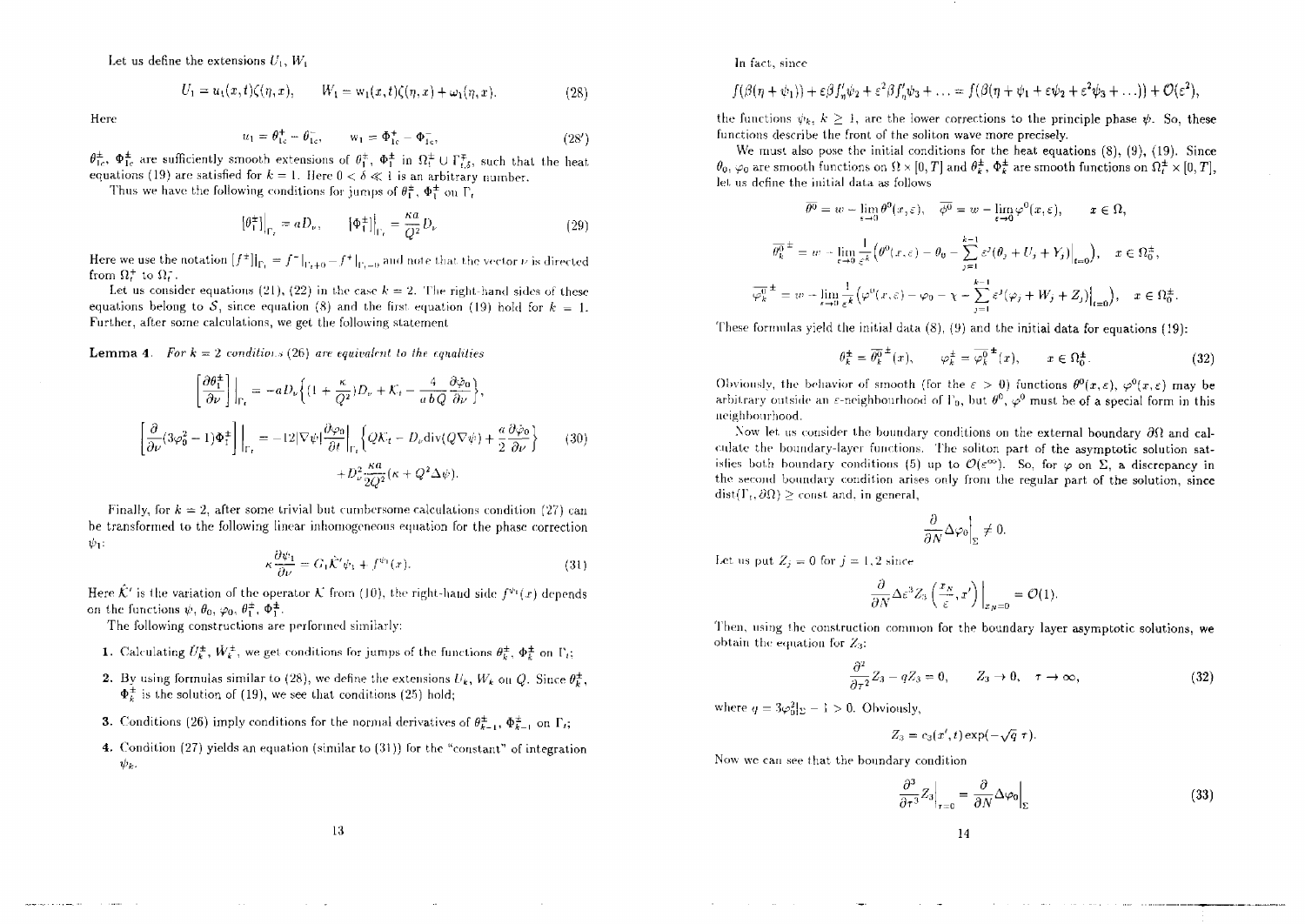Let us define the extensions $U_1$, $W_1$

$$U_1 = u_1(x,t)\zeta(\eta,x), \qquad W_1 = w_1(x,t)\zeta(\eta,x) + \omega_1(\eta,x). \tag{28}$$

Here

$$u_1 = \theta_{1e}^+ - \theta_{1e}^-, \qquad w_1 = \Phi_{1e}^+ - \Phi_{1e}^-, \tag{28'}$$

$\theta_{1e}^\pm$, $\Phi_{1e}^\pm$ are sufficiently smooth extensions of $\theta_1^\mp$, $\Phi_1^\mp$ in $\Omega_t^\pm \cup \Gamma_{t,\delta}^\mp$, such that the heat equations (19) are satisfied for $k=1$. Here $0 < \delta \ll 1$ is an arbitrary number.

Thus we have the following conditions for jumps of $\theta_1^\pm$, $\Phi_1^\pm$ on $\Gamma_t$

$$[\theta_1^\pm]\Big|_{\Gamma_t} = aD_\nu, \qquad [\Phi_1^\pm]\Big|_{\Gamma_t} = \frac{\kappa a}{Q^2}D_\nu \tag{29}$$

Here we use the notation $[f^\pm]|_{\Gamma_t} = f^-|_{\Gamma_t+0} - f^+|_{\Gamma_t-0}$ and note that the vector $\nu$ is directed from $\Omega_t^+$ to $\Omega_t^-$.

Let us consider equations (21), (22) in the case $k=2$. The right-hand sides of these equations belong to $\mathcal{S}$, since equation (8) and the first equation (19) hold for $k=1$. Further, after some calculations, we get the following statement

**Lemma 4.** *For $k=2$ conditions (26) are equivalent to the equalities*

$$\left[\frac{\partial\theta_1^\pm}{\partial\nu}\right]\Big|_{\Gamma_t} = -aD_\nu\Big\{(1+\frac{\kappa}{Q^2})D_\nu + \mathcal{K}_t - \frac{4}{abQ}\frac{\partial\varphi_0}{\partial\nu}\Big\},$$

$$\left[\frac{\partial}{\partial\nu}(3\varphi_0^2-1)\Phi_1^\pm\right]\Big|_{\Gamma_t} = -12|\nabla\psi|\frac{\partial\varphi_0}{\partial t}\Big|_{\Gamma_t}\Big\{Q\mathcal{K}_t - D_\nu\mathrm{div}(Q\nabla\psi) + \frac{a}{2}\frac{\partial\varphi_0}{\partial\nu}\Big\} \tag{30}$$
$$+D_\nu^2\frac{\kappa a}{2Q^2}(\kappa + Q^2\Delta\psi).$$

Finally, for $k=2$, after some trivial but cumbersome calculations condition (27) can be transformed to the following linear inhomogeneous equation for the phase correction $\psi_1$:

$$\kappa\frac{\partial\psi_1}{\partial\nu} = G_1\hat{\mathcal{K}}'\psi_1 + f^{\psi_1}(x). \tag{31}$$

Here $\hat{\mathcal{K}}'$ is the variation of the operator $\mathcal{K}$ from (10), the right-hand side $f^{\psi_1}(x)$ depends on the functions $\psi$, $\theta_0$, $\varphi_0$, $\theta_1^\pm$, $\Phi_1^\pm$.

The following constructions are performed similarly:

1. Calculating $\hat{U}_k^\pm$, $\hat{W}_k^\pm$, we get conditions for jumps of the functions $\theta_k^\pm$, $\Phi_k^\pm$ on $\Gamma_t$;
2. By using formulas similar to (28), we define the extensions $U_k$, $W_k$ on $Q$. Since $\theta_k^\pm$, $\Phi_k^\pm$ is the solution of (19), we see that conditions (25) hold;
3. Conditions (26) imply conditions for the normal derivatives of $\theta_{k-1}^\pm$, $\Phi_{k-1}^\pm$ on $\Gamma_t$;
4. Condition (27) yields an equation (similar to (31)) for the "constant" of integration $\psi_k$.

In fact, since

$$f(\beta(\eta+\psi_1)) + \varepsilon\beta f'_\eta\psi_2 + \varepsilon^2\beta f'_\eta\psi_3 + \ldots = f(\beta(\eta+\psi_1+\varepsilon\psi_2+\varepsilon^2\psi_3+\ldots)) + \mathcal{O}(\varepsilon^2),$$

the functions $\psi_k$, $k\geq 1$, are the lower corrections to the principle phase $\psi$. So, these functions describe the front of the soliton wave more precisely.

We must also pose the initial conditions for the heat equations (8), (9), (19). Since $\theta_0$, $\varphi_0$ are smooth functions on $\Omega\times[0,T]$ and $\theta_k^\pm$, $\Phi_k^\pm$ are smooth functions on $\Omega_t^\pm\times[0,T]$, let us define the initial data as follows

$$\overline{\theta^0} = w - \lim_{\varepsilon\to 0}\theta^0(x,\varepsilon), \quad \overline{\varphi^0} = w - \lim_{\varepsilon\to 0}\varphi^0(x,\varepsilon), \qquad x\in\Omega,$$

$$\overline{\theta_k^0}^\pm = w - \lim_{\varepsilon\to 0}\frac{1}{\varepsilon^k}\Big(\theta^0(x,\varepsilon) - \theta_0 - \sum_{j=1}^{k-1}\varepsilon^j(\theta_j + U_j + Y_j)\Big|_{t=0}\Big), \quad x\in\Omega_0^\pm,$$

$$\overline{\varphi_k^0}^\pm = w - \lim_{\varepsilon\to 0}\frac{1}{\varepsilon^k}\Big(\varphi^0(x,\varepsilon) - \varphi_0 - \chi - \sum_{j=1}^{k-1}\varepsilon^j(\varphi_j + W_j + Z_j)\Big|_{t=0}\Big), \quad x\in\Omega_0^\pm.$$

These formulas yield the initial data (8), (9) and the initial data for equations (19):

$$\theta_k^\pm = \overline{\theta_k^0}^\pm(x), \qquad \varphi_k^\pm = \overline{\varphi_k^0}^\pm(x), \qquad x\in\Omega_0^\pm. \tag{32}$$

Obviously, the behavior of smooth (for the $\varepsilon > 0$) functions $\theta^0(x,\varepsilon)$, $\varphi^0(x,\varepsilon)$ may be arbitrary outside an $\varepsilon$-neighbourhood of $\Gamma_0$, but $\theta^0$, $\varphi^0$ must be of a special form in this neighbourhood.

Now let us consider the boundary conditions on the external boundary $\partial\Omega$ and calculate the boundary-layer functions. The soliton part of the asymptotic solution satisfies both boundary conditions (5) up to $\mathcal{O}(\varepsilon^\infty)$. So, for $\varphi$ on $\Sigma$, a discrepancy in the second boundary condition arises only from the regular part of the solution, since $\mathrm{dist}(\Gamma_t,\partial\Omega)\geq \mathrm{const}$ and, in general,

$$\frac{\partial}{\partial N}\Delta\varphi_0\Big|_\Sigma \neq 0.$$

Let us put $Z_j = 0$ for $j=1,2$ since

$$\frac{\partial}{\partial N}\Delta\varepsilon^3 Z_3\left(\frac{x_N}{\varepsilon},x'\right)\Big|_{x_N=0} = \mathcal{O}(1).$$

Then, using the construction common for the boundary layer asymptotic solutions, we obtain the equation for $Z_3$:

$$\frac{\partial^2}{\partial\tau^2}Z_3 - qZ_3 = 0, \qquad Z_3\to 0, \quad \tau\to\infty, \tag{32}$$

where $q = 3\varphi_0^2|_\Sigma - 1 > 0$. Obviously,

$$Z_3 = c_3(x',t)\exp(-\sqrt{q}\,\tau).$$

Now we can see that the boundary condition

$$\frac{\partial^3}{\partial\tau^3}Z_3\Big|_{\tau=0} = \frac{\partial}{\partial N}\Delta\varphi_0\Big|_\Sigma \tag{33}$$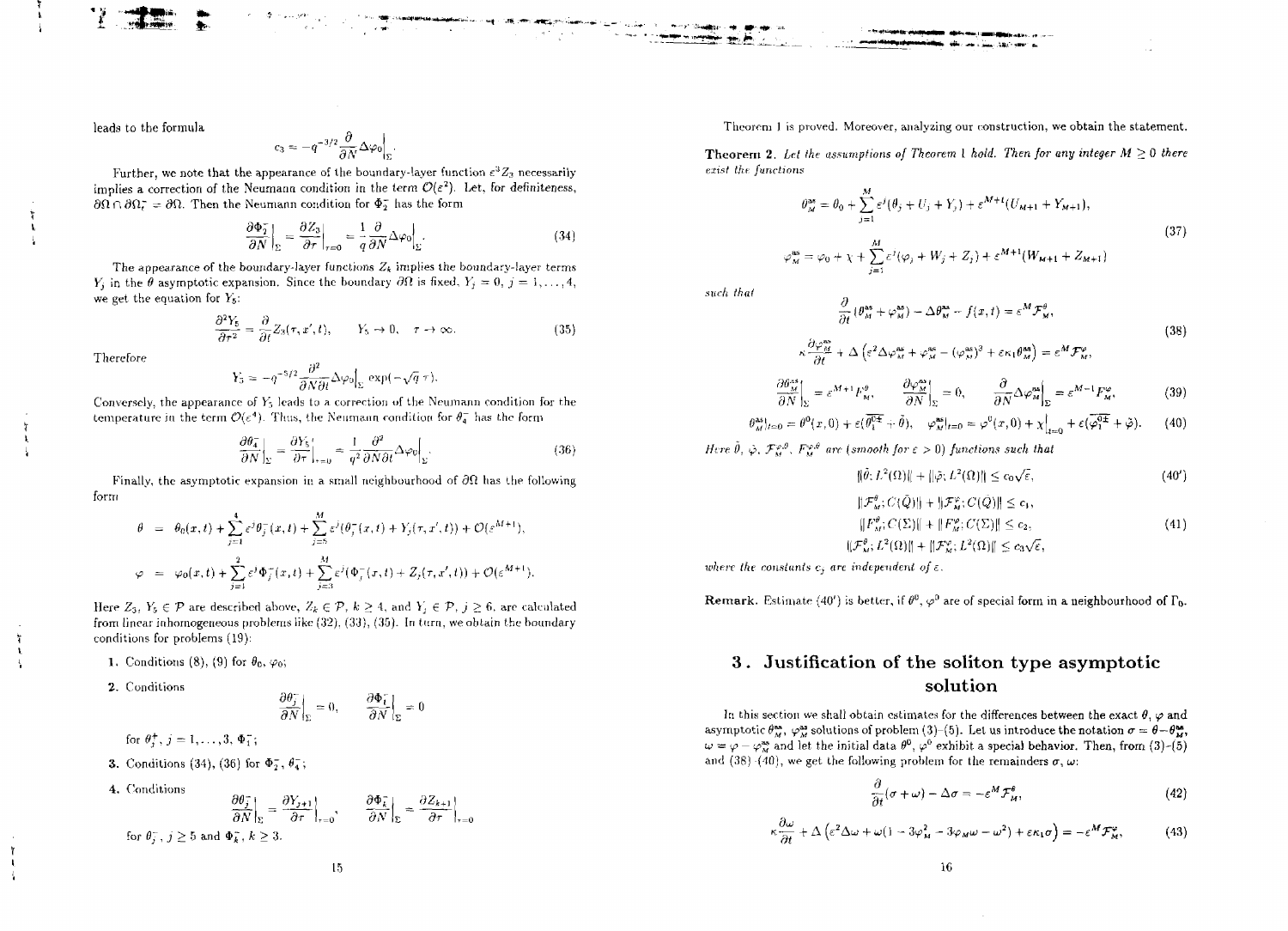leads to the formula

$$c_3 = -q^{-3/2}\frac{\partial}{\partial N}\Delta\varphi_0\Big|_\Sigma.$$

Further, we note that the appearance of the boundary-layer function $\varepsilon^3 Z_3$ necessarily implies a correction of the Neumann condition in the term $\mathcal{O}(\varepsilon^2)$. Let, for definiteness, $\partial\Omega \cap \partial\Omega_t^- = \partial\Omega$. Then the Neumann condition for $\Phi_2^-$ has the form

$$\frac{\partial \Phi_2^-}{\partial N}\Big|_\Sigma = \frac{\partial Z_3}{\partial \tau}\Big|_{\tau=0} = \frac{1}{q}\frac{\partial}{\partial N}\Delta\varphi_0\Big|_\Sigma. \tag{34}$$

The appearance of the boundary-layer functions $Z_k$ implies the boundary-layer terms $Y_j$ in the $\theta$ asymptotic expansion. Since the boundary $\partial\Omega$ is fixed, $Y_j = 0$, $j = 1, \ldots, 4$, we get the equation for $Y_5$:

$$\frac{\partial^2 Y_5}{\partial\tau^2} = \frac{\partial}{\partial t}Z_3(\tau, x', t), \qquad Y_5 \to 0, \quad \tau \to \infty. \tag{35}$$

Therefore

$$Y_5 = -q^{-5/2}\frac{\partial^2}{\partial N \partial t}\Delta\varphi_0\Big|_\Sigma \exp(-\sqrt{q}\,\tau).$$

Conversely, the appearance of $Y_5$ leads to a correction of the Neumann condition for the temperature in the term $\mathcal{O}(\varepsilon^4)$. Thus, the Neumann condition for $\theta_4^-$ has the form

$$\frac{\partial \theta_4^-}{\partial N}\Big|_\Sigma = \frac{\partial Y_5}{\partial \tau}\Big|_{\tau=0} = \frac{1}{q^2}\frac{\partial^2}{\partial N \partial t}\Delta\varphi_0\Big|_\Sigma. \tag{36}$$

Finally, the asymptotic expansion in a small neighbourhood of $\partial\Omega$ has the following form

$$\begin{aligned}
\theta &= \theta_0(x,t) + \sum_{j=1}^{4}\varepsilon^j\theta_j^-(x,t) + \sum_{j=5}^{M}\varepsilon^j(\theta_j^-(x,t) + Y_j(\tau, x', t)) + \mathcal{O}(\varepsilon^{M+1}),\\
\varphi &= \varphi_0(x,t) + \sum_{j=1}^{2}\varepsilon^j\Phi_j^-(x,t) + \sum_{j=3}^{M}\varepsilon^j(\Phi_j^-(x,t) + Z_j(\tau, x', t)) + \mathcal{O}(\varepsilon^{M+1}).
\end{aligned}$$

Here $Z_3$, $Y_5 \in \mathcal{P}$ are described above, $Z_k \in \mathcal{P}$, $k \geq 4$, and $Y_j \in \mathcal{P}$, $j \geq 6$, are calculated from linear inhomogeneous problems like (32), (33), (35). In turn, we obtain the boundary conditions for problems (19):

1. Conditions (8), (9) for $\theta_0$, $\varphi_0$;
2. Conditions
$$\frac{\partial\theta_j^-}{\partial N}\Big|_\Sigma = 0, \qquad \frac{\partial\Phi_1^-}{\partial N}\Big|_\Sigma = 0$$
for $\theta_j^+$, $j = 1, \ldots, 3$, $\Phi_1^-$;
3. Conditions (34), (36) for $\Phi_2^-$, $\theta_4^-$;
4. Conditions
$$\frac{\partial\theta_j^-}{\partial N}\Big|_\Sigma = \frac{\partial Y_{j+1}}{\partial\tau}\Big|_{\tau=0}, \qquad \frac{\partial\Phi_k^-}{\partial N}\Big|_\Sigma = \frac{\partial Z_{k+1}}{\partial\tau}\Big|_{\tau=0}$$
for $\theta_j^-$, $j \geq 5$ and $\Phi_k^-$, $k \geq 3$.

Theorem 1 is proved. Moreover, analyzing our construction, we obtain the statement.

**Theorem 2.** *Let the assumptions of Theorem 1 hold. Then for any integer $M \geq 0$ there exist the functions*

$$\begin{aligned}
\theta_M^{as} &= \theta_0 + \sum_{j=1}^{M}\varepsilon^j(\theta_j + U_j + Y_j) + \varepsilon^{M+1}(U_{M+1} + Y_{M+1}),\\
\varphi_M^{as} &= \varphi_0 + \chi + \sum_{j=1}^{M}\varepsilon^j(\varphi_j + W_j + Z_j) + \varepsilon^{M+1}(W_{M+1} + Z_{M+1})
\end{aligned} \tag{37}$$

*such that*

$$\begin{aligned}
&\frac{\partial}{\partial t}(\theta_M^{as} + \varphi_M^{as}) - \Delta\theta_M^{as} - f(x,t) = \varepsilon^M\mathcal{F}_M^\theta,\\
&\kappa\frac{\partial\varphi_M^{as}}{\partial t} + \Delta\left(\varepsilon^2\Delta\varphi_M^{as} + \varphi_M^{as} - (\varphi_M^{as})^3 + \varepsilon\kappa_1\theta_M^{as}\right) = \varepsilon^M\mathcal{F}_M^\varphi,
\end{aligned} \tag{38}$$

$$\frac{\partial\theta_M^{as}}{\partial N}\Big|_\Sigma = \varepsilon^{M+1}F_M^\theta, \qquad \frac{\partial\varphi_M^{as}}{\partial N}\Big|_\Sigma = 0, \qquad \frac{\partial}{\partial N}\Delta\varphi_M^{as}\Big|_\Sigma = \varepsilon^{M-1}F_M^\varphi, \tag{39}$$

$$\theta_M^{as}|_{t=0} = \theta^0(x,0) + \varepsilon(\overline{\theta_1^\pm} + \tilde{\theta}), \quad \varphi_M^{as}|_{t=0} = \varphi^0(x,0) + \chi\Big|_{t=0} + \varepsilon(\overline{\varphi_1^\pm} + \tilde{\varphi}). \tag{40}$$

*Here $\tilde{\theta}$, $\tilde{\varphi}$, $\mathcal{F}_M^{\varphi,\theta}$, $F_M^{\varphi,\theta}$ are (smooth for $\varepsilon > 0$) functions such that*

$$\|\tilde{\theta}; L^2(\Omega)\| + \|\tilde{\varphi}; L^2(\Omega)\| \leq c_0\sqrt{\varepsilon}, \tag{40'}$$

$$\begin{aligned}
&\|\mathcal{F}_M^\theta; C(\bar{Q})\| + \|\mathcal{F}_M^\varphi; C(Q)\| \leq c_1,\\
&\|F_M^\theta; C(\Sigma)\| + \|F_M^\varphi; C(\Sigma)\| \leq c_2,\\
&\|\mathcal{F}_M^\theta; L^2(\Omega)\| + \|\mathcal{F}_M^\varphi; L^2(\Omega)\| \leq c_3\sqrt{\varepsilon},
\end{aligned} \tag{41}$$

*where the constants $c_j$ are independent of $\varepsilon$.*

**Remark.** Estimate (40′) is better, if $\theta^0$, $\varphi^0$ are of special form in a neighbourhood of $\Gamma_0$.

## 3. Justification of the soliton type asymptotic solution

In this section we shall obtain estimates for the differences between the exact $\theta$, $\varphi$ and asymptotic $\theta_M^{as}$, $\varphi_M^{as}$ solutions of problem (3)–(5). Let us introduce the notation $\sigma = \theta - \theta_M^{as}$, $\omega = \varphi - \varphi_M^{as}$ and let the initial data $\theta^0$, $\varphi^0$ exhibit a special behavior. Then, from (3)–(5) and (38)–(40), we get the following problem for the remainders $\sigma$, $\omega$:

$$\frac{\partial}{\partial t}(\sigma + \omega) - \Delta\sigma = -\varepsilon^M\mathcal{F}_M^\theta, \tag{42}$$

$$\kappa\frac{\partial\omega}{\partial t} + \Delta\left(\varepsilon^2\Delta\omega + \omega(1 - 3\varphi_M^2 - 3\varphi_M\omega - \omega^2) + \varepsilon\kappa_1\sigma\right) = -\varepsilon^M\mathcal{F}_M^\varphi, \tag{43}$$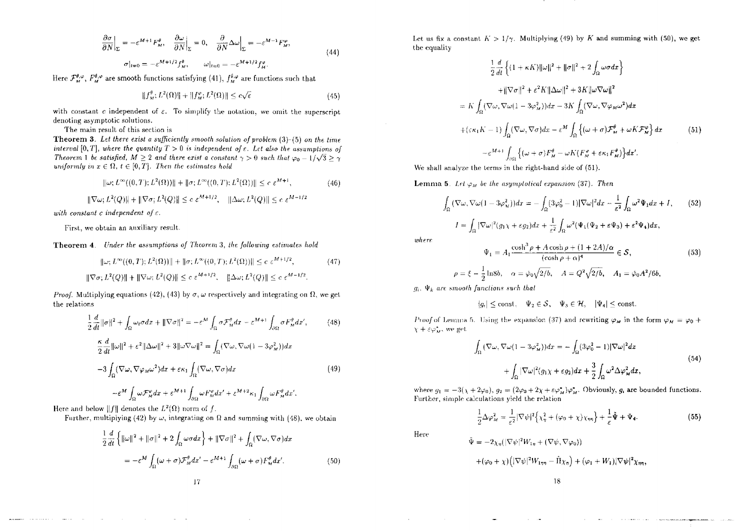$$\frac{\partial \sigma}{\partial N}\Big|_\Sigma = -\varepsilon^{M+1} F^\theta_M, \quad \frac{\partial \omega}{\partial N}\Big|_\Sigma = 0, \quad \frac{\partial}{\partial N}\Delta\omega\Big|_\Sigma = -\varepsilon^{M-1} F^\varphi_M,$$
$$\sigma|_{t=0} = -\varepsilon^{M+1/2} f^\theta_M, \qquad \omega|_{t=0} = -\varepsilon^{M+1/2} f^\varphi_M. \tag{44}$$

Here $\mathcal{F}^{\theta,\varphi}_M$, $F^{\theta,\varphi}_M$ are smooth functions satisfying (41), $f^{\theta,\varphi}_M$ are functions such that

$$\|f^\theta_M; L^2(\Omega)\| + \|f^\varphi_M; L^2(\Omega)\| \le c\sqrt{\varepsilon} \tag{45}$$

with constant $c$ independent of $\varepsilon$. To simplify the notation, we omit the superscript denoting asymptotic solutions.

The main result of this section is

**Theorem 3**. *Let there exist a sufficiently smooth solution of problem (3)–(5) on the time interval $[0, T]$, where the quantity $T > 0$ is independent of $\varepsilon$. Let also the assumptions of Theorem 1 be satisfied, $M \ge 2$ and there exist a constant $\gamma > 0$ such that $\varphi_0 - 1/\sqrt{3} \ge \gamma$ uniformly in $x \in \Omega$, $t \in [0, T]$. Then the estimates hold*

$$\|\omega; L^\infty((0,T); L^2(\Omega))\| + \|\sigma; L^\infty((0,T); L^2(\Omega))\| \le c\, \varepsilon^{M+1}, \tag{46}$$

$$\|\nabla\omega; L^2(Q)\| + \|\nabla\sigma; L^2(Q)\| \le c\, \varepsilon^{M+1/2}, \quad \|\Delta\omega; L^2(Q)\| \le c\, \varepsilon^{M-1/2}$$

*with constant $c$ independent of $\varepsilon$.*

First, we obtain an auxiliary result.

**Theorem 4**. *Under the assumptions of Theorem 3, the following estimates hold*

$$\|\omega; L^\infty((0,T); L^2(\Omega))\| + \|\sigma; L^\infty((0,T); L^2(\Omega))\| \le c\, \varepsilon^{M+1/2}, \tag{47}$$

$$\|\nabla\sigma; L^2(Q)\| + \|\nabla\omega; L^2(Q)\| \le c\, \varepsilon^{M+1/2}, \quad \|\Delta\omega; L^2(Q)\| \le c\, \varepsilon^{M-1/2}.$$

*Proof.* Multiplying equations (42), (43) by $\sigma, \omega$ respectively and integrating on $\Omega$, we get the relations

$$\frac{1}{2}\frac{d}{dt}\|\sigma\|^2 + \int_\Omega \omega_t \sigma dx + \|\nabla\sigma\|^2 = -\varepsilon^M \int_\Omega \sigma \mathcal{F}^\theta_M dx - \varepsilon^{M+1}\int_{\partial\Omega} \sigma F^\theta_M dx', \tag{48}$$

$$\frac{\kappa}{2}\frac{d}{dt}\|\omega\|^2 + \varepsilon^2\|\Delta\omega\|^2 + 3\|\omega\nabla\omega\|^2 = \int_\Omega (\nabla\omega, \nabla\omega(1 - 3\varphi_M^2))dx$$
$$-3\int_\Omega (\nabla\omega, \nabla\varphi_M \omega^2)dx + \varepsilon\kappa_1 \int_\Omega (\nabla\omega, \nabla\sigma)dx \tag{49}$$
$$-\varepsilon^M \int_\Omega \omega \mathcal{F}^\varphi_M dx + \varepsilon^{M+1}\int_{\partial\Omega} \omega F^\varphi_M dx' + \varepsilon^{M+2}\kappa_1 \int_{\partial\Omega} \omega F^\theta_M dx'.$$

Here and below $\|f\|$ denotes the $L^2(\Omega)$ norm of $f$.

Further, multiplying (42) by $\omega$, integrating on $\Omega$ and summing with (48), we obtain

$$\frac{1}{2}\frac{d}{dt}\left\{\|\omega\|^2 + \|\sigma\|^2 + 2\int_\Omega \omega\sigma dx\right\} + \|\nabla\sigma\|^2 + \int_\Omega (\nabla\omega, \nabla\sigma)dx$$
$$= -\varepsilon^M \int_\Omega (\omega + \sigma)\mathcal{F}^\theta_M dx' - \varepsilon^{M+1}\int_{\partial\Omega} (\omega + \sigma) F^\theta_M dx'. \tag{50}$$

Let us fix a constant $K > 1/\gamma$. Multiplying (49) by $K$ and summing with (50), we get the equality

$$\frac{1}{2}\frac{d}{dt}\left\{(1 + \kappa K)\|\omega\|^2 + \|\sigma\|^2 + 2\int_\Omega \omega\sigma dx\right\}$$
$$+\|\nabla\sigma\|^2 + \varepsilon^2 K\|\Delta\omega\|^2 + 3K\|\omega\nabla\omega\|^2$$
$$= K\int_\Omega (\nabla\omega, \nabla\omega(1 - 3\varphi_M^2))dx - 3K\int_\Omega (\nabla\omega, \nabla\varphi_M \omega^2)dx$$
$$+(\varepsilon\kappa_1 K - 1)\int_\Omega (\nabla\omega, \nabla\sigma)dx - \varepsilon^M \int_\Omega \left\{(\omega + \sigma)\mathcal{F}^\theta_M + \omega K \mathcal{F}^\varphi_M\right\}dx \tag{51}$$
$$-\varepsilon^{M+1}\int_{\partial\Omega} \left\{(\omega + \sigma)F^\theta_M - \omega K(F^\varphi_M + \varepsilon\kappa_1 F^\theta_M)\right\}dx'.$$

We shall analyze the terms in the right-hand side of (51).

**Lemma 5**. *Let $\varphi_M$ be the asymptotical expansion (37). Then*

$$\int_\Omega (\nabla\omega, \nabla\omega(1 - 3\varphi_M^2))dx = -\int_\Omega (3\varphi_0^2 - 1)|\nabla\omega|^2 dx - \frac{1}{\varepsilon^2}\int_\Omega \omega^2 \Psi_1 dx + I, \tag{52}$$
$$I = \int_\Omega |\nabla\omega|^2 (g_1\chi + \varepsilon g_2)dx + \frac{1}{\varepsilon^2}\int_\Omega \omega^2(\Psi_1(\Psi_2 + \varepsilon\Psi_3) + \varepsilon^2\Psi_4)dx,$$

*where*

$$\Psi_1 = A_1 \frac{\cosh^3\rho + A\cosh\rho + (1 + 2A)/\alpha}{(\cosh\rho + \alpha)^4} \in \mathcal{S}, \tag{53}$$
$$\rho = \xi - \frac{1}{2}\ln 8b, \quad \alpha = \hat\varphi_0\sqrt{2/b}, \quad A = Q^2\sqrt{2/b}, \quad A_1 = \hat\varphi_0 A^2/6b,$$

*$g_i$, $\Psi_k$ are smooth functions such that*

$$|g_i| \le \text{const}, \quad \Psi_2 \in \mathcal{S}, \quad \Psi_3 \in \mathcal{H}, \quad |\Psi_4| \le \text{const}.$$

*Proof* of Lemma 5. Using the expansion (37) and rewriting $\varphi_M$ in the form $\varphi_M = \varphi_0 + \chi + \varepsilon\varphi^*_M$, we get

$$\int_\Omega (\nabla\omega, \nabla\omega(1 - 3\varphi_M^2))dx = -\int_\Omega (3\varphi_0^2 - 1)|\nabla\omega|^2 dx$$
$$+\int_\Omega |\nabla\omega|^2 (g_1\chi + \varepsilon g_2)dx + \frac{3}{2}\int_\Omega \omega^2 \Delta\varphi_M^2 dx, \tag{54}$$

where $g_1 = -3(\chi + 2\varphi_0)$, $g_2 = (2\varphi_0 + 2\chi + \varepsilon\varphi^*_M)\varphi^*_M$. Obviously, $g_i$ are bounded functions. Further, simple calculations yield the relation

$$\frac{1}{2}\Delta\varphi_M^2 = \frac{1}{\varepsilon^2}|\nabla\psi|^2\left\{\chi_\eta^2 + (\varphi_0 + \chi)\chi_{\eta\eta}\right\} + \frac{1}{\varepsilon}\tilde\Psi + \Psi_4. \tag{55}$$

Here

$$\tilde\Psi = -2\chi_\eta(|\nabla\psi|^2 W_{1\eta} + (\nabla\psi, \nabla\varphi_0))$$
$$+(\varphi_0 + \chi)\left(|\nabla\psi|^2 W_{1\eta\eta} - \hat\Pi\chi_\eta\right) + (\varphi_1 + W_1)|\nabla\psi|^2\chi_{\eta\eta},$$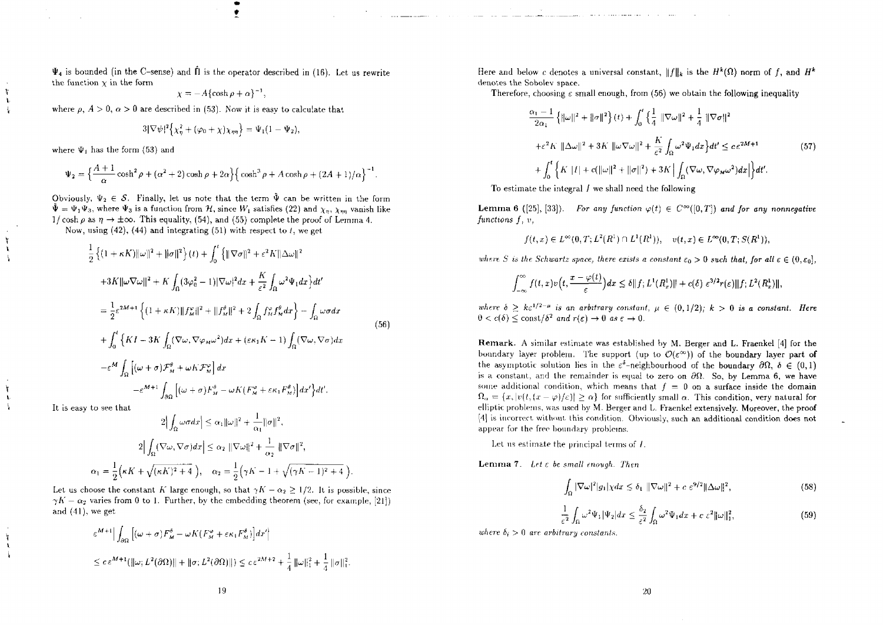$\Psi_4$ is bounded (in the C-sense) and $\hat{\Pi}$ is the operator described in (16). Let us rewrite the function $\chi$ in the form

$$\chi = -A\{\cosh\rho + \alpha\}^{-1},$$

where $\rho$, $A > 0$, $\alpha > 0$ are described in (53). Now it is easy to calculate that

$$3|\nabla\psi|^2\{\chi_\eta^2 + (\varphi_0 + \chi)\chi_{\eta\eta}\} = \Psi_1(1 - \Psi_2),$$

where $\Psi_1$ has the form (53) and

$$\Psi_2 = \Big\{\frac{A+1}{\alpha}\cosh^2\rho + (\alpha^2+2)\cosh\rho + 2\alpha\Big\}\Big\{\cosh^3\rho + A\cosh\rho + (2A+1)/\alpha\Big\}^{-1}.$$

Obviously, $\Psi_2 \in \mathcal{S}$. Finally, let us note that the term $\tilde{\Psi}$ can be written in the form $\tilde{\Psi} = \Psi_1\Psi_3$, where $\Psi_3$ is a function from $\mathcal{H}$, since $W_1$ satisfies (22) and $\chi_\eta$, $\chi_{\eta\eta}$ vanish like $1/\cosh\rho$ as $\eta \to \pm\infty$. This equality, (54), and (55) complete the proof of Lemma 4.

Now, using (42), (44) and integrating (51) with respect to $t$, we get

$$\begin{aligned}
&\frac{1}{2}\Big\{(1+\kappa K)\|\omega\|^2 + \|\sigma\|^2\Big\}(t) + \int_0^t \Big\{\|\nabla\sigma\|^2 + \varepsilon^2 K\|\Delta\omega\|^2 \\
&+3K\|\omega\nabla\omega\|^2 + K\int_\Omega(3\varphi_0^2 - 1)|\nabla\omega|^2dx + \frac{K}{\varepsilon^2}\int_\Omega \omega^2\Psi_1 dx\Big\}dt' \\
&= \frac{1}{2}\varepsilon^{2M+1}\Big\{(1+\kappa K)\|f_M^\varphi\|^2 + \|f_M^\theta\|^2 + 2\int_\Omega f_M^\varphi f_M^\theta dx\Big\} - \int_\Omega \omega\sigma dx \\
&+\int_0^t \Big\{KI - 3K\int_\Omega(\nabla\omega, \nabla\varphi_M\omega^2)dx + (\varepsilon\kappa_1 K - 1)\int_\Omega(\nabla\omega,\nabla\sigma)dx \\
&-\varepsilon^M\int_\Omega\Big[(\omega+\sigma)\mathcal{F}_M^\theta + \omega K\mathcal{F}_M^\varphi\Big]dx \\
&\qquad -\varepsilon^{M+1}\int_{\partial\Omega}\Big[(\omega+\sigma)F_M^\theta - \omega K(F_M^\varphi + \varepsilon\kappa_1 F_M^\theta)\Big]dx'\Big\}dt'.
\end{aligned} \tag{56}$$

It is easy to see that

$$2\Big|\int_\Omega \omega\sigma dx\Big| \le \alpha_1\|\omega\|^2 + \frac{1}{\alpha_1}\|\sigma\|^2,$$

$$2\Big|\int_\Omega(\nabla\omega,\nabla\sigma)dx\Big| \le \alpha_2\|\nabla\omega\|^2 + \frac{1}{\alpha_2}\|\nabla\sigma\|^2,$$

$$\alpha_1 = \frac{1}{2}\Big(\kappa K + \sqrt{(\kappa K)^2+4}\Big), \quad \alpha_2 = \frac{1}{2}\Big(\gamma K - 1 + \sqrt{(\gamma K-1)^2+4}\Big).$$

Let us choose the constant $K$ large enough, so that $\gamma K - \alpha_2 \ge 1/2$. It is possible, since $\gamma K - \alpha_2$ varies from 0 to 1. Further, by the embedding theorem (see, for example, [21]) and (41), we get

$$\begin{aligned}
&\varepsilon^{M+1}\Big|\int_{\partial\Omega}\Big[(\omega+\sigma)F_M^\theta - \omega K(F_M^\varphi + \varepsilon\kappa_1 F_M^\theta)\Big]dx'\Big| \\
&\le c\,\varepsilon^{M+1}(\|\omega; L^2(\partial\Omega)\| + \|\sigma; L^2(\partial\Omega)\|) \le c\,\varepsilon^{2M+2} + \frac{1}{4}\|\omega\|_1^2 + \frac{1}{4}\|\sigma\|_1^2.
\end{aligned}$$

Here and below $c$ denotes a universal constant, $\|f\|_k$ is the $H^k(\Omega)$ norm of $f$, and $H^k$ denotes the Sobolev space.

Therefore, choosing $\varepsilon$ small enough, from (56) we obtain the following inequality

$$\begin{aligned}
&\frac{\alpha_1 - 1}{2\alpha_1}\Big\{\|\omega\|^2 + \|\sigma\|^2\Big\}(t) + \int_0^t\Big\{\frac{1}{4}\|\nabla\omega\|^2 + \frac{1}{4}\|\nabla\sigma\|^2 \\
&+\varepsilon^2 K\|\Delta\omega\|^2 + 3K\|\omega\nabla\omega\|^2 + \frac{K}{\varepsilon^2}\int_\Omega \omega^2\Psi_1 dx\Big\}dt' \le c\,\varepsilon^{2M+1} \\
&+\int_0^t\Big\{K\,|I| + c(\|\omega\|^2 + \|\sigma\|^2) + 3K\Big|\int_\Omega(\nabla\omega, \nabla\varphi_M\omega^2)dx\Big|\Big\}dt'.
\end{aligned} \tag{57}$$

To estimate the integral $I$ we shall need the following

**Lemma 6** ([25], [33]). *For any function $\varphi(t) \in C^\infty([0,T])$ and for any nonnegative functions $f$, $v$,*

$$f(t,x) \in L^\infty(0,T; L^2(R^1) \cap L^1(R^1)), \quad v(t,x) \in L^\infty(0,T; S(R^1)),$$

*where $S$ is the Schwartz space, there exists a constant $\varepsilon_0 > 0$ such that, for all $\varepsilon \in (0, \varepsilon_0]$,*

$$\int_{-\infty}^{\infty} f(t,x)v\Big(t, \frac{x-\varphi(t)}{\varepsilon}\Big)dx \le \delta\|f; L^1(R_x^1)\| + c(\delta)\,\varepsilon^{3/2}r(\varepsilon)\|f; L^2(R_x^1)\|,$$

*where $\delta \ge k\varepsilon^{1/2-\mu}$ is an arbitrary constant, $\mu \in (0,1/2)$; $k > 0$ is a constant. Here $0 < c(\delta) \le \text{const}/\delta^2$ and $r(\varepsilon) \to 0$ as $\varepsilon \to 0$.*

**Remark.** A similar estimate was established by M. Berger and L. Fraenkel [4] for the boundary layer problem. The support (up to $\mathcal{O}(\varepsilon^\infty)$) of the boundary layer part of the asymptotic solution lies in the $\varepsilon^\delta$-neighbourhood of the boundary $\partial\Omega$, $\delta \in (0,1)$ is a constant, and the remainder is equal to zero on $\partial\Omega$. So, by Lemma 6, we have some additional condition, which means that $f = 0$ on a surface inside the domain $\Omega_\alpha = \{x, |v(t,(x-\varphi)/\varepsilon)| \ge \alpha\}$ for sufficiently small $\alpha$. This condition, very natural for elliptic problems, was used by M. Berger and L. Fraenkel extensively. Moreover, the proof [4] is incorrect without this condition. Obviously, such an additional condition does not appear for the free boundary problems.

Let us estimate the principal terms of $I$.

**Lemma 7.** *Let $\varepsilon$ be small enough. Then*

$$\int_\Omega |\nabla\omega|^2|g_1|\chi dx \le \delta_1\|\nabla\omega\|^2 + c\,\varepsilon^{9/2}\|\Delta\omega\|^2, \tag{58}$$

$$\frac{1}{\varepsilon^2}\int_\Omega \omega^2\Psi_1|\Psi_2|dx \le \frac{\delta_2}{\varepsilon^2}\int_\Omega \omega^2\Psi_1 dx + c\,\varepsilon^2\|\omega\|_1^2, \tag{59}$$

*where $\delta_i > 0$ are arbitrary constants.*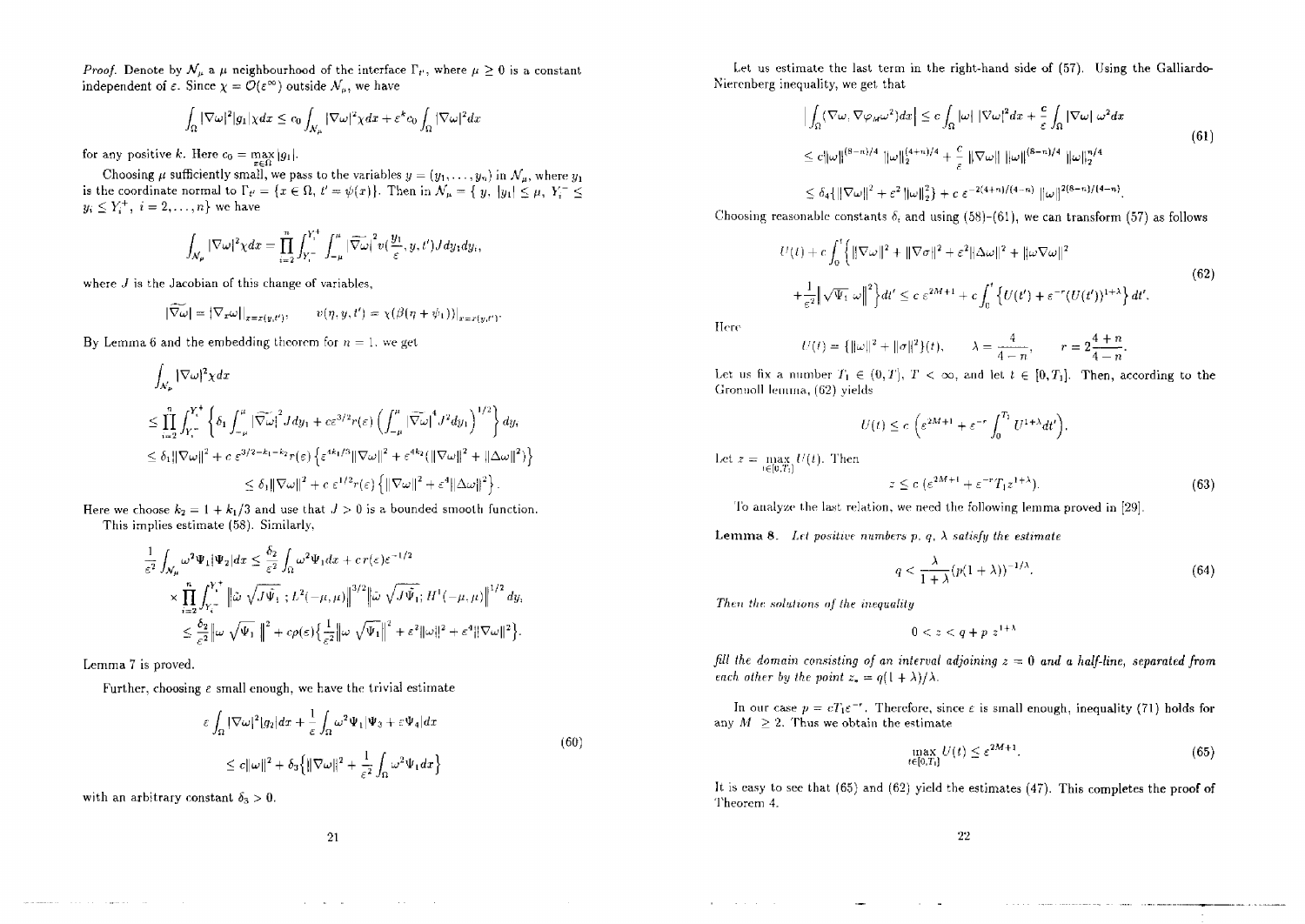*Proof.* Denote by $\mathcal{N}_\mu$ a $\mu$ neighbourhood of the interface $\Gamma_{t'}$, where $\mu \geq 0$ is a constant independent of $\varepsilon$. Since $\chi = \mathcal{O}(\varepsilon^\infty)$ outside $\mathcal{N}_\mu$, we have

$$\int_\Omega |\nabla \omega|^2 |g_1| \chi dx \leq c_0 \int_{\mathcal{N}_\mu} |\nabla \omega|^2 \chi dx + \varepsilon^k c_0 \int_\Omega |\nabla \omega|^2 dx$$

for any positive $k$. Here $c_0 = \max_{x \in \Omega} |g_1|$.

Choosing $\mu$ sufficiently small, we pass to the variables $y = (y_1, \ldots, y_n)$ in $\mathcal{N}_\mu$, where $y_1$ is the coordinate normal to $\Gamma_{t'} = \{x \in \Omega,\ t' = \psi(x)\}$. Then in $\mathcal{N}_\mu = \{\ y,\ |y_1| \leq \mu,\ Y_i^- \leq y_i \leq Y_i^+,\ i = 2, \ldots, n\}$ we have

$$\int_{\mathcal{N}_\mu} |\nabla \omega|^2 \chi dx = \prod_{i=2}^n \int_{Y_i^-}^{Y_i^+} \int_{-\mu}^{\mu} \widetilde{|\nabla \omega|}^2 v(\frac{y_1}{\varepsilon}, y, t') J dy_1 dy_i,$$

where $J$ is the Jacobian of this change of variables,

$$\widetilde{|\nabla \omega|} = |\nabla_x \omega|\big|_{x=x(y,t')}, \qquad v(\eta, y, t') = \chi(\beta(\eta + \psi_1))\big|_{x=x(y,t')}.$$

By Lemma 6 and the embedding theorem for $n = 1$, we get

$$\begin{aligned}
&\int_{\mathcal{N}_\mu} |\nabla \omega|^2 \chi dx \\
&\leq \prod_{i=2}^n \int_{Y_i^-}^{Y_i^+} \Big\{ \delta_1 \int_{-\mu}^{\mu} \widetilde{|\nabla \omega|}^2 J dy_1 + c\varepsilon^{3/2} r(\varepsilon) \Big( \int_{-\mu}^{\mu} \widetilde{|\nabla \omega|}^4 J^2 dy_1 \Big)^{1/2} \Big\} dy_i \\
&\leq \delta_1 \|\nabla \omega\|^2 + c\, \varepsilon^{3/2 - k_1 - k_2} r(\varepsilon) \left\{ \varepsilon^{4k_1/3} \|\nabla \omega\|^2 + \varepsilon^{4k_2} (\|\nabla \omega\|^2 + \|\Delta \omega\|^2) \right\} \\
&\qquad \leq \delta_1 \|\nabla \omega\|^2 + c\, \varepsilon^{1/2} r(\varepsilon) \left\{ \|\nabla \omega\|^2 + \varepsilon^4 \|\Delta \omega\|^2 \right\}.
\end{aligned}$$

Here we choose $k_2 = 1 + k_1/3$ and use that $J > 0$ is a bounded smooth function.

This implies estimate (58). Similarly,

$$\begin{aligned}
&\frac{1}{\varepsilon^2} \int_{\mathcal{N}_\mu} \omega^2 \Psi_1 |\Psi_2| dx \leq \frac{\delta_2}{\varepsilon^2} \int_\Omega \omega^2 \Psi_1 dx + c\, r(\varepsilon) \varepsilon^{-1/2} \\
&\times \prod_{i=2}^n \int_{Y_i^-}^{Y_i^+} \left\| \tilde{\omega} \sqrt{J \tilde{\Psi}_1}\ ; L^2(-\mu, \mu) \right\|^{3/2} \left\| \tilde{\omega} \sqrt{J \tilde{\Psi}_1}; H^1(-\mu, \mu) \right\|^{1/2} dy_i \\
&\leq \frac{\delta_2}{\varepsilon^2} \left\| \omega \sqrt{\Psi_1}\ \right\|^2 + c \rho(\varepsilon) \Big\{ \frac{1}{\varepsilon^2} \left\| \omega \sqrt{\Psi_1} \right\|^2 + \varepsilon^2 \|\omega\|^2 + \varepsilon^4 \|\nabla \omega\|^2 \Big\}.
\end{aligned}$$

Lemma 7 is proved.

Further, choosing $\varepsilon$ small enough, we have the trivial estimate

$$\begin{aligned}
&\varepsilon \int_\Omega |\nabla \omega|^2 |g_2| dx + \frac{1}{\varepsilon} \int_\Omega \omega^2 \Psi_1 |\Psi_3 + \varepsilon \Psi_4| dx \\
&\leq c\|\omega\|^2 + \delta_3 \Big\{ \|\nabla \omega\|^2 + \frac{1}{\varepsilon^2} \int_\Omega \omega^2 \Psi_1 dx \Big\}
\end{aligned} \tag{60}$$

with an arbitrary constant $\delta_3 > 0$.

Let us estimate the last term in the right-hand side of (57). Using the Galliardo-Nierenberg inequality, we get that

$$\begin{aligned}
&\Big| \int_\Omega (\nabla \omega, \nabla \varphi_M \omega^2) dx \Big| \leq c \int_\Omega |\omega|\ |\nabla \omega|^2 dx + \frac{c}{\varepsilon} \int_\Omega |\nabla \omega|\ \omega^2 dx \\
&\leq c \|\omega\|^{(8-n)/4}\ \|\omega\|_2^{(4+n)/4} + \frac{c}{\varepsilon} \|\nabla \omega\|\ \|\omega\|^{(8-n)/4}\ \|\omega\|_2^{n/4} \\
&\leq \delta_4 \{ \|\nabla \omega\|^2 + \varepsilon^2 \|\omega\|_2^2 \} + c\, \varepsilon^{-2(4+n)/(4-n)}\ \|\omega\|^{2(8-n)/(4-n)}.
\end{aligned} \tag{61}$$

Choosing reasonable constants $\delta_i$ and using (58)-(61), we can transform (57) as follows

$$\begin{aligned}
&U(t) + c \int_0^t \Big\{ \|\nabla \omega\|^2 + \|\nabla \sigma\|^2 + \varepsilon^2 \|\Delta \omega\|^2 + \|\omega \nabla \omega\|^2 \\
&+ \frac{1}{\varepsilon^2} \left\| \sqrt{\Psi_1}\ \omega \right\|^2 \Big\} dt' \leq c\, \varepsilon^{2M+1} + c \int_0^t \left\{ U(t') + \varepsilon^{-r} (U(t'))^{1+\lambda} \right\} dt'.
\end{aligned} \tag{62}$$

Here

$$U(t) = \{ \|\omega\|^2 + \|\sigma\|^2 \}(t), \qquad \lambda = \frac{4}{4-n}, \qquad r = 2\frac{4+n}{4-n}.$$

Let us fix a number $T_1 \in (0, T]$, $T < \infty$, and let $t \in [0, T_1]$. Then, according to the Gronuoll lemma, (62) yields

$$U(t) \leq c \left( \varepsilon^{2M+1} + \varepsilon^{-r} \int_0^{T_1} U^{1+\lambda} dt' \right).$$

Let $z = \max_{t \in [0, T_1]} U(t)$. Then

$$z \leq c\, (\varepsilon^{2M+1} + \varepsilon^{-r} T_1 z^{1+\lambda}). \tag{63}$$

To analyze the last relation, we need the following lemma proved in [29].

**Lemma 8.** *Let positive numbers $p$, $q$, $\lambda$ satisfy the estimate*

$$q < \frac{\lambda}{1+\lambda} (p(1+\lambda))^{-1/\lambda}. \tag{64}$$

*Then the solutions of the inequality*

$$0 < z < q + p\, z^{1+\lambda}$$

*fill the domain consisting of an interval adjoining $z = 0$ and a half-line, separated from each other by the point $z_* = q(1+\lambda)/\lambda$.*

In our case $p = cT_1 \varepsilon^{-r}$. Therefore, since $\varepsilon$ is small enough, inequality (71) holds for any $M \geq 2$. Thus we obtain the estimate

$$\max_{t \in [0, T_1]} U(t) \leq \varepsilon^{2M+1}. \tag{65}$$

It is easy to see that (65) and (62) yield the estimates (47). This completes the proof of Theorem 4.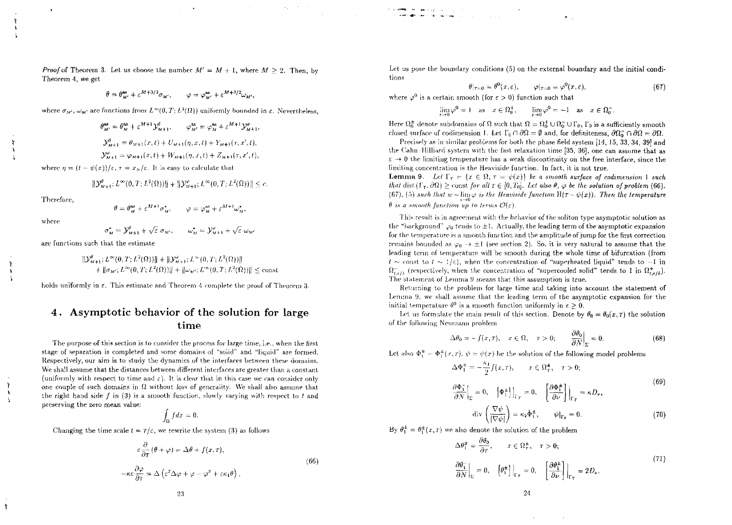*Proof* of Theorem 3. Let us choose the number $M' = M + 1$, where $M \geq 2$. Then, by Theorem 4, we get

$$\theta = \theta^{as}_{M'} + \varepsilon^{M+3/2}\sigma_{M'}, \qquad \varphi = \varphi^{as}_{M'} + \varepsilon^{M+3/2}\omega_{M'},$$

where $\sigma_{M'}, \omega_{M'}$ are functions from $L^\infty(0,T; L^2(\Omega))$ uniformly bounded in $\varepsilon$. Nevertheless,

$$\theta^{as}_{M'} = \theta^{as}_M + \varepsilon^{M+1}\mathcal{Y}^\theta_{M+1}, \qquad \varphi^{as}_{M'} = \varphi^{as}_M + \varepsilon^{M+1}\mathcal{Y}^\varphi_{M+1},$$

$$\mathcal{Y}^\theta_{M+1} = \theta_{M+1}(x,t) + U_{M+1}(\eta, x, t) + Y_{M+1}(\tau, x', t),$$

$$\mathcal{Y}^\varphi_{M+1} = \varphi_{M+1}(x,t) + W_{M+1}(\eta, x, t) + Z_{M+1}(\tau, x', t),$$

where $\eta = (t - \psi(x))/\varepsilon$, $\tau = x_N/\varepsilon$. It is easy to calculate that

$$\|\mathcal{Y}^\theta_{M+1}; L^\infty(0,T; L^2(\Omega))\| + \|\mathcal{Y}^\varphi_{M+1}; L^\infty(0,T; L^2(\Omega))\| \leq c.$$

Therefore,

$$\theta = \theta^{as}_M + \varepsilon^{M+1}\sigma^*_{M'}, \qquad \varphi = \varphi^{as}_M + \varepsilon^{M+1}\omega^*_{M'},$$

where

$$\sigma^*_M = \mathcal{Y}^\theta_{M+1} + \sqrt{\varepsilon}\,\sigma_{M'}, \qquad \omega^*_M = \mathcal{Y}^\varphi_{M+1} + \sqrt{\varepsilon}\,\omega_{M'}$$

are functions such that the estimate

$$\|\mathcal{Y}^\theta_{M+1}; L^\infty(0,T; L^2(\Omega))\| + \|\mathcal{Y}^\varphi_{M+1}; L^\infty(0,T; L^2(\Omega))\| + \|\sigma_{M'}; L^\infty(0,T; L^2(\Omega))\| + \|\omega_{M'}; L^\infty(0,T; L^2(\Omega))\| \leq \text{const}$$

holds uniformly in $\varepsilon$. This estimate and Theorem 4 complete the proof of Theorem 3.

## 4. Asymptotic behavior of the solution for large time

The purpose of this section is to consider the process for large time, i.e., when the first stage of separation is completed and some domains of "solid" and "liquid" are formed. Respectively, our aim is to study the dynamics of the interfaces between these domains. We shall assume that the distances between different interfaces are greater than a constant (uniformly with respect to time and $\varepsilon$). It is clear that in this case we can consider only one couple of such domains in $\Omega$ without loss of generality. We shall also assume that the right hand side $f$ in (3) is a smooth function, slowly varying with respect to $t$ and preserving the zero mean value:

$$\int_\Omega f dx = 0.$$

Changing the time scale $t = \tau/\varepsilon$, we rewrite the system (3) as follows

$$\begin{gathered}\varepsilon\frac{\partial}{\partial\tau}(\theta + \varphi) = \Delta\theta + f(x,\tau), \\ -\kappa\varepsilon\frac{\partial\varphi}{\partial\tau} = \Delta\left(\varepsilon^2\Delta\varphi + \varphi - \varphi^3 + \varepsilon\kappa_1\theta\right),\end{gathered} \tag{66}$$

Let us pose the boundary conditions (5) on the external boundary and the initial conditions

$$\theta|_{\tau=0} = \theta^0(x,\varepsilon), \qquad \varphi|_{\tau=0} = \varphi^0(x,\varepsilon), \tag{67}$$

where $\varphi^0$ is a certain smooth (for $\varepsilon > 0$) function such that

$$\lim_{\varepsilon\to 0}\varphi^0 = 1 \quad \text{as} \quad x \in \Omega_0^+, \qquad \lim_{\varepsilon\to 0}\varphi^0 = -1 \quad \text{as} \quad x \in \Omega_0^-.$$

Here $\Omega_0^\pm$ denote subdomains of $\Omega$ such that $\Omega = \Omega_0^+ \cup \Omega_0^- \cup \Gamma_0$, $\Gamma_0$ is a sufficiently smooth closed surface of codimension 1. Let $\Gamma_0 \cap \partial\Omega = \emptyset$ and, for definiteness, $\partial\Omega_0^- \cap \partial\Omega = \partial\Omega$.

Precisely as in similar problems for both the phase field system [14, 15, 33, 34, 39] and the Cahn–Hilliard system with the fast relaxation time [35, 36], one can assume that as $\varepsilon \to 0$ the limiting temperature has a weak discontinuity on the free interface, since the limiting concentration is the Heaviside function. In fact, it is not true.

**Lemma 9.** *Let $\Gamma_T = \{x \in \Omega, \tau = \psi(x)\}$ be a smooth surface of codimension 1 such that $\text{dist}(\Gamma_\tau, \partial\Omega) \geq \text{const}$ for all $\tau \in [0, T_0]$. Let also $\theta, \varphi$ be the solution of problem (66), (67), (5) such that $w - \lim_{\varepsilon\to 0}\varphi$ is the Heaviside function $\mathrm{H}(\tau - \psi(x))$. Then the temperature $\theta$ is a smooth function up to terms $O(\varepsilon)$.*

This result is in agreement with the behavior of the soliton type asymptotic solution as the "background" $\varphi_0$ tends to $\pm 1$. Actually, the leading term of the asymptotic expansion for the temperature is a smooth function and the amplitude of jump for the first correction remains bounded as $\varphi_0 \to \pm 1$ (see section 2). So, it is very natural to assume that the leading term of temperature will be smooth during the whole time of bifurcation (from $t \sim$ const to $t \sim 1/\varepsilon$), when the concentration of "superheated liquid" tends to $-1$ in $\Omega^-_{t,\varepsilon/\delta}$ (respectively, when the concentration of "supercooled solid" tends to 1 in $\Omega^+_{t,\varepsilon/\delta}$). The statement of Lemma 9 means that this assumption is true.

Returning to the problem for large time and taking into account the statement of Lemma 9, we shall assume that the leading term of the asymptotic expansion for the initial temperature $\theta^0$ is a smooth function uniformly in $\varepsilon \geq 0$.

Let us formulate the main result of this section. Denote by $\theta_0 = \theta_0(x,\tau)$ the solution of the following Neumann problem

$$\Delta\theta_0 = -f(x,\tau), \quad x \in \Omega, \quad \tau > 0; \qquad \left.\frac{\partial\theta_0}{\partial N}\right|_\Sigma = 0. \tag{68}$$

Let also $\Phi_1^\pm = \Phi_1^\pm(x,\tau)$, $\psi = \psi(x)$ be the solution of the following model problems

$$\begin{gathered}\Delta\Phi_1^\pm = -\frac{\kappa_1}{2}f(x,\tau), \qquad x \in \Omega_\tau^\pm, \quad \tau > 0; \\ \left.\frac{\partial\Phi_1^-}{\partial N}\right|_\Sigma = 0, \quad \left[\Phi_1^\pm\right]\Big|_{\Gamma_T} = 0, \quad \left[\frac{\partial\Phi_1^\pm}{\partial\nu}\right]\Big|_{\Gamma_T} = \kappa D_\nu,\end{gathered} \tag{69}$$

$$\operatorname{div}\left(\frac{\nabla\psi}{|\nabla\psi|}\right) = \kappa_2\Phi_1^\pm, \qquad \psi|_{\Gamma_0} = 0. \tag{70}$$

By $\theta_1^\pm = \theta_1^\pm(x,\tau)$ we also denote the solution of the problem

$$\begin{gathered}\Delta\theta_1^\pm = \frac{\partial\theta_0}{\partial\tau}, \qquad x \in \Omega_\tau^\pm, \quad \tau > 0; \\ \left.\frac{\partial\theta_1^-}{\partial N}\right|_\Sigma = 0, \quad \left[\theta_1^\pm\right]\Big|_{\Gamma_T} = 0, \quad \left[\frac{\partial\theta_1^\pm}{\partial\nu}\right]\Big|_{\Gamma_T} = 2D_\nu.\end{gathered} \tag{71}$$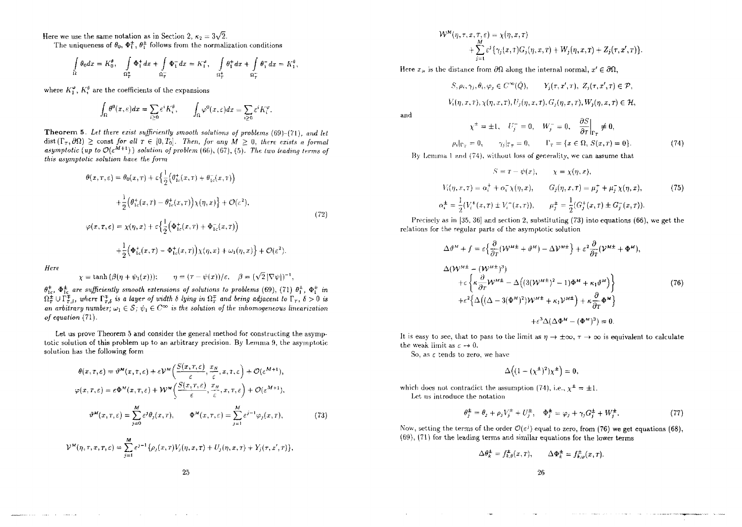Here we use the same notation as in Section 2, $\kappa_2 = 3\sqrt{2}$.

The uniqueness of $\theta_0$, $\Phi_1^{\pm}$, $\theta_1^{\pm}$ follows from the normalization conditions

$$\int_{\Omega} \theta_0 dx = K_0^{\theta}, \quad \int_{\Omega_T^+} \Phi_1^+ dx + \int_{\Omega_T^-} \Phi_1^- dx = K_1^{\varphi}, \quad \int_{\Omega_T^+} \theta_1^+ dx + \int_{\Omega_T^-} \theta_1^- dx = K_1^{\theta},$$

where $K_i^{\varphi}$, $K_i^{\theta}$ are the coefficients of the expansions

$$\int_{\Omega} \theta^0(x,\varepsilon) dx = \sum_{i\geq 0} \varepsilon^i K_i^{\theta}, \qquad \int_{\Omega} \varphi^0(x,\varepsilon) dx = \sum_{i\geq 0} \varepsilon^i K_i^{\varphi}.$$

**Theorem 5**. *Let there exist sufficiently smooth solutions of problems (69)–(71), and let* $\operatorname{dist}(\Gamma_T, \partial\Omega) \geq \text{const}$ *for all* $T \in [0, T_0]$. *Then, for any* $M \geq 0$, *there exists a formal asymptotic (up to* $\mathcal{O}(\varepsilon^{M+1})$*) solution of problem (66), (67), (5). The two leading terms of this asymptotic solution have the form*

$$
\begin{aligned}
\theta(x,\tau,\varepsilon) &= \theta_0(x,T) + \varepsilon\Big\{\frac{1}{2}\big(\theta_{1e}^+(x,T) + \theta_{1e}^-(x,T)\big) \\
&\quad + \frac{1}{2}\big(\theta_{1e}^+(x,T) - \theta_{1e}^+(x,T)\big)\chi(\eta, x)\Big\} + \mathcal{O}(\varepsilon^2), \\
\varphi(x,\tau,\varepsilon) &= \chi(\eta,x) + \varepsilon\Big\{\frac{1}{2}\big(\Phi_{1e}^+(x,T) + \Phi_{1e}^-(x,T)\big) \\
&\quad + \frac{1}{2}\big(\Phi_{1e}^+(x,T) - \Phi_{1e}^-(x,T)\big)\chi(\eta,x) + \omega_1(\eta,x)\Big\} + \mathcal{O}(\varepsilon^2).
\end{aligned}
\tag{72}
$$

*Here*

$$\chi = \tanh\big(\beta(\eta + \psi_1(x))\big); \qquad \eta = (\tau - \psi(x))/\varepsilon, \quad \beta = (\sqrt{2}|\nabla\psi|)^{-1},$$

$\theta_{1e}^{\pm}$, $\Phi_{1e}^{\pm}$ *are sufficiently smooth extensions of solutions to problems (69), (71)* $\theta_1^{\pm}$, $\Phi_1^{\mp}$ *in* $\Omega_T^{\pm} \cup \Gamma_{T,\delta}^{\mp}$, *where* $\Gamma_{T,\delta}^{\mp}$ *is a layer of width* $\delta$ *lying in* $\Omega_T^{\mp}$ *and being adjacent to* $\Gamma_T$, $\delta > 0$ *is an arbitrary number;* $\omega_1 \in \mathcal{S}$; $\psi_1 \in C^{\infty}$ *is the solution of the inhomogeneous linearization of equation (71).*

Let us prove Theorem 5 and consider the general method for constructing the asymptotic solution of this problem up to an arbitrary precision. By Lemma 9, the asymptotic solution has the following form

$$
\begin{aligned}
\theta(x,\tau,\varepsilon) &= \vartheta^M(x,T,\varepsilon) + \varepsilon\mathcal{V}^M\Big(\frac{S(x,T,\varepsilon)}{\varepsilon}, \frac{x_N}{\varepsilon}, x, T, \varepsilon\Big) + \mathcal{O}(\varepsilon^{M+1}), \\
\varphi(x,\tau,\varepsilon) &= \varepsilon\Phi^M(x,T,\varepsilon) + \mathcal{W}^M\Big(\frac{S(x,T,\varepsilon)}{\varepsilon}, \frac{x_N}{\varepsilon}, x, T, \varepsilon\Big) + \mathcal{O}(\varepsilon^{M+1}), \\
\vartheta^M(x,T,\varepsilon) &= \sum_{j=0}^{M} \varepsilon^j \theta_j(x,T), \qquad \Phi^M(x,T,\varepsilon) = \sum_{j=1}^{M} \varepsilon^{j-1}\varphi_j(x,T),
\end{aligned}
\tag{73}
$$

$$\mathcal{V}^M(\eta,\tau,x,T,\varepsilon) = \sum_{j=1}^{M} \varepsilon^{j-1}\{\rho_j(x,T)V_j(\eta,x,T) + U_j(\eta,x,T) + Y_j(\tau,x',T)\},$$

$$\mathcal{W}^M(\eta,\tau,x,T,\varepsilon) = \chi(\eta,x,T) + \sum_{j=1}^{M} \varepsilon^j\{\gamma_j(x,T)G_j(\eta,x,T) + W_j(\eta,x,T) + Z_j(\tau,x',T)\}.$$

Here $x_N$ is the distance from $\partial\Omega$ along the internal normal, $x' \in \partial\Omega$,

$$S, \rho_i, \gamma_j, \theta_i, \varphi_j \in C^{\infty}(\bar{Q}), \qquad Y_j(\tau,x',T),\ Z_j(\tau,x',T) \in \mathcal{P},$$

$$V_i(\eta,x,T), \chi(\eta,x,T), U_j(\eta,x,T), G_j(\eta,x,T), W_j(\eta,x,T) \in \mathcal{H},$$

and

$$
\begin{gathered}
\chi^{\pm} = \pm 1, \quad U_j^- = 0, \quad W_j^- = 0, \quad \frac{\partial S}{\partial T}\Big|_{\Gamma_T} \neq 0, \\
\rho_i|_{\Gamma_T} = 0, \qquad \gamma_j|_{\Gamma_T} = 0, \qquad \Gamma_T = \{x \in \Omega,\ S(x,T) = 0\}.
\end{gathered}
\tag{74}
$$

By Lemma 1 and (74), without loss of generality, we can assume that

$$
\begin{gathered}
S = T - \psi(x), \qquad \chi = \chi(\eta, x), \\
V_i(\eta,x,T) = \alpha_i^+ + \alpha_i^-\chi(\eta,x), \qquad G_j(\eta,x,T) = \mu_j^+ + \mu_j^-\chi(\eta,x), \\
\alpha_i^{\pm} = \frac{1}{2}(V_i^+(x,T) \pm V_i^-(x,T)), \qquad \mu_j^{\pm} = \frac{1}{2}(G_j^+(x,T) \pm G_j^-(x,T)).
\end{gathered}
\tag{75}
$$

Precisely as in [35, 36] and section 2, substituting (73) into equations (66), we get the relations for the regular parts of the asymptotic solution

$$
\begin{aligned}
&\Delta\vartheta^M + f = \varepsilon\Big\{\frac{\partial}{\partial T}(\mathcal{W}^{M\pm} + \vartheta^M) - \Delta\mathcal{V}^{M\pm}\Big\} + \varepsilon^2\frac{\partial}{\partial T}(\mathcal{V}^{M\pm} + \Phi^M), \\
&\Delta(\mathcal{W}^{M\pm} - (\mathcal{W}^{M\pm})^3) \\
&\quad + \varepsilon\Big\{\kappa\frac{\partial}{\partial T}\mathcal{W}^{M\pm} - \Delta\Big((3(\mathcal{W}^{M\pm})^2 - 1)\Phi^M + \kappa_1\vartheta^M\Big)\Big\} \\
&\quad + \varepsilon^2\Big\{\Delta\Big((\Delta - 3(\Phi^M)^2)\mathcal{W}^{M\pm} + \kappa_1\mathcal{V}^{M\pm}\Big) + \kappa\frac{\partial}{\partial T}\Phi^M\Big\} \\
&\quad + \varepsilon^3\Delta(\Delta\Phi^M - (\Phi^M)^3) = 0.
\end{aligned}
\tag{76}
$$

It is easy to see, that to pass to the limit as $\eta \to \pm\infty$, $\tau \to \infty$ is equivalent to calculate the weak limit as $\varepsilon \to 0$.

So, as $\varepsilon$ tends to zero, we have

$$\Delta\big((1 - (\chi^{\pm})^2)\chi^{\pm}\big) = 0,$$

which does not contradict the assumption (74), i.e., $\chi^{\pm} = \pm 1$.

Let us introduce the notation

$$\theta_j^{\pm} = \theta_j + \rho_j V_j^{\pm} + U_j^{\pm}, \quad \Phi_j^{\pm} = \varphi_j + \gamma_j G_j^{\pm} + W_j^{\pm}. \tag{77}$$

Now, setting the terms of the order $\mathcal{O}(\varepsilon^j)$ equal to zero, from (76) we get equations (68), (69), (71) for the leading terms and similar equations for the lower terms

$$\Delta\theta_k^{\pm} = f_{k,\theta}^{\pm}(x,T), \qquad \Delta\Phi_k^{\pm} = f_{k,\varphi}^{\pm}(x,T).$$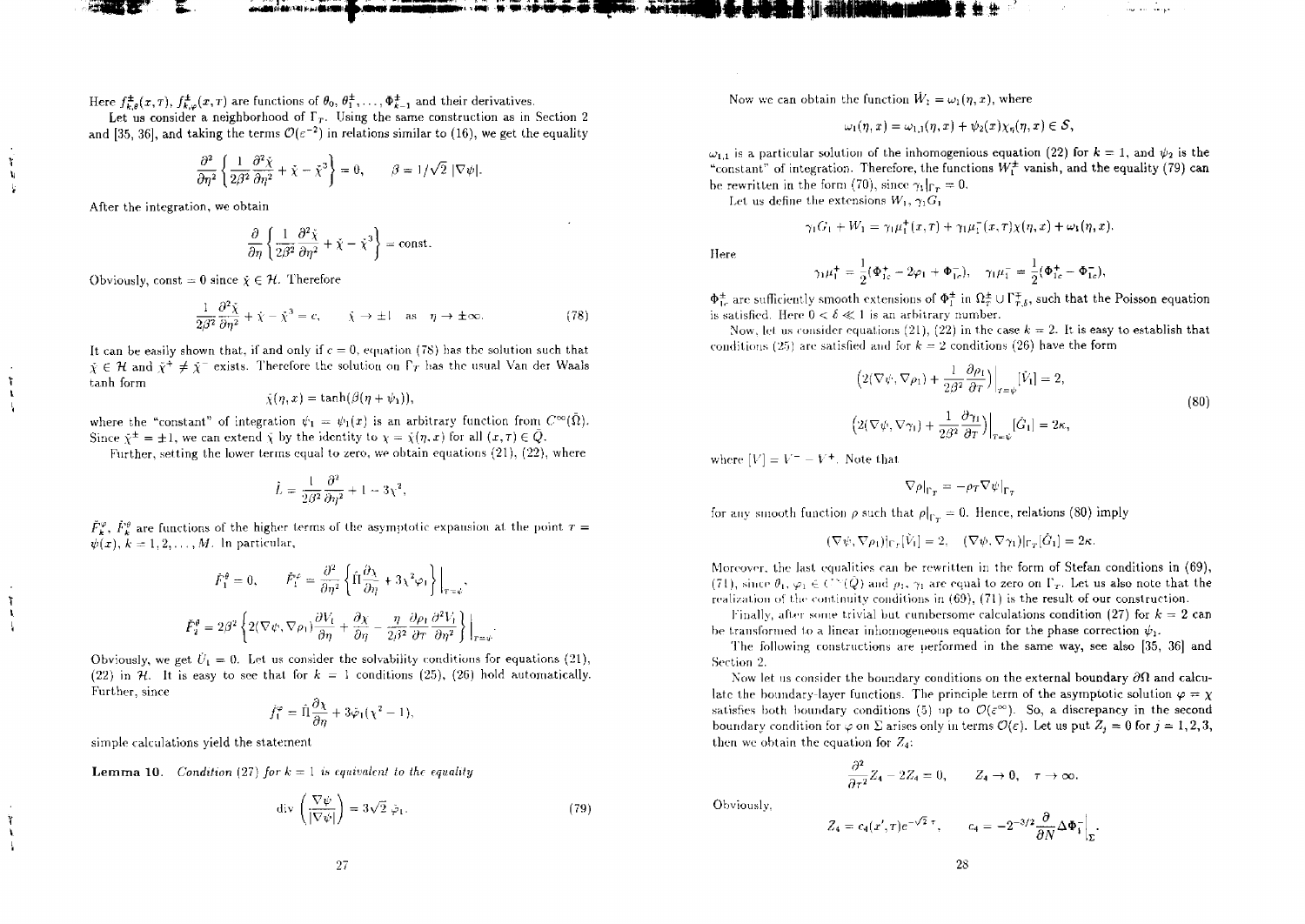Here $f^{\pm}_{k,\theta}(x,\tau)$, $f^{\pm}_{k,\varphi}(x,\tau)$ are functions of $\theta_0, \theta_1^{\pm}, \dots, \Phi^{\pm}_{k-1}$ and their derivatives.

Let us consider a neighborhood of $\Gamma_T$. Using the same construction as in Section 2 and [35, 36], and taking the terms $\mathcal{O}(\varepsilon^{-2})$ in relations similar to (16), we get the equality

$$\frac{\partial^2}{\partial\eta^2}\left\{\frac{1}{2\beta^2}\frac{\partial^2\hat{\chi}}{\partial\eta^2} + \hat{\chi} - \hat{\chi}^3\right\} = 0, \qquad \beta = 1/\sqrt{2}\,|\nabla\psi|.$$

After the integration, we obtain

$$\frac{\partial}{\partial\eta}\left\{\frac{1}{2\beta^2}\frac{\partial^2\hat{\chi}}{\partial\eta^2} + \hat{\chi} - \hat{\chi}^3\right\} = \text{const}.$$

Obviously, const $= 0$ since $\hat{\chi} \in \mathcal{H}$. Therefore

$$\frac{1}{2\beta^2}\frac{\partial^2\hat{\chi}}{\partial\eta^2} + \hat{\chi} - \hat{\chi}^3 = c, \qquad \hat{\chi} \to \pm 1 \quad \text{as} \quad \eta \to \pm\infty. \tag{78}$$

It can be easily shown that, if and only if $c = 0$, equation (78) has the solution such that $\hat{\chi} \in \mathcal{H}$ and $\hat{\chi}^+ \neq \hat{\chi}^-$ exists. Therefore the solution on $\Gamma_T$ has the usual Van der Waals tanh form

$$\hat{\chi}(\eta, x) = \tanh(\beta(\eta + \psi_1)),$$

where the "constant" of integration $\psi_1 = \psi_1(x)$ is an arbitrary function from $C^\infty(\bar{\Omega})$. Since $\hat{\chi}^{\pm} = \pm 1$, we can extend $\hat{\chi}$ by the identity to $\chi = \hat{\chi}(\eta, x)$ for all $(x,\tau) \in \bar{Q}$.

Further, setting the lower terms equal to zero, we obtain equations (21), (22), where

$$\hat{L} = \frac{1}{2\beta^2}\frac{\partial^2}{\partial\eta^2} + 1 - 3\chi^2,$$

$\hat{F}^{\varphi}_k$, $\hat{F}^{\theta}_k$ are functions of the higher terms of the asymptotic expansion at the point $\tau = \psi(x)$, $k = 1, 2, \dots, M$. In particular,

$$\hat{F}^{\theta}_1 = 0, \qquad \hat{F}^{\varphi}_1 = \frac{\partial^2}{\partial\eta^2}\left\{\hat{\Pi}\frac{\partial\chi}{\partial\eta} + 3\chi^2\varphi_1\right\}\Big|_{\tau=\psi},$$

$$\hat{F}^{\theta}_2 = 2\beta^2\left\{2(\nabla\psi, \nabla\rho_1)\frac{\partial V_1}{\partial\eta} + \frac{\partial\chi}{\partial\eta} - \frac{\eta}{2\beta^2}\frac{\partial\rho_1}{\partial\tau}\frac{\partial^2 V_1}{\partial\eta^2}\right\}\Big|_{\tau=\psi}.$$

Obviously, we get $\hat{U}_1 = 0$. Let us consider the solvability conditions for equations (21), (22) in $\mathcal{H}$. It is easy to see that for $k = 1$ conditions (25), (26) hold automatically. Further, since

$$\hat{f}^{\varphi}_1 = \hat{\Pi}\frac{\partial\chi}{\partial\eta} + 3\varphi_1(\chi^2 - 1),$$

simple calculations yield the statement

**Lemma 10.** *Condition (27) for $k = 1$ is equivalent to the equality*

$$\operatorname{div}\left(\frac{\nabla\psi}{|\nabla\psi|}\right) = 3\sqrt{2}\,\varphi_1. \tag{79}$$

Now we can obtain the function $\hat{W}_1 = \omega_1(\eta, x)$, where

$$\omega_1(\eta, x) = \omega_{1,1}(\eta, x) + \psi_2(x)\chi_\eta(\eta, x) \in \mathcal{S},$$

$\omega_{1,1}$ is a particular solution of the inhomogenious equation (22) for $k = 1$, and $\psi_2$ is the "constant" of integration. Therefore, the functions $W_1^{\pm}$ vanish, and the equality (79) can be rewritten in the form (70), since $\gamma_1|_{\Gamma_T} = 0$.

Let us define the extensions $W_1, \gamma_1 G_1$

$$\gamma_1 G_1 + W_1 = \gamma_1\mu_1^+(x,\tau) + \gamma_1\mu_1^-(x,\tau)\chi(\eta, x) + \omega_1(\eta, x).$$

Here

$$\gamma_1\mu_1^+ = \frac{1}{2}(\Phi^+_{1e} - 2\varphi_1 + \Phi^-_{1e}), \quad \gamma_1\mu_1^- = \frac{1}{2}(\Phi^+_{1e} - \Phi^-_{1e}),$$

$\Phi^{\pm}_{1e}$ are sufficiently smooth extensions of $\Phi^{\pm}_1$ in $\Omega^{\pm}_T \cup \Gamma^{\mp}_{T,\delta}$, such that the Poisson equation is satisfied. Here $0 < \delta \ll 1$ is an arbitrary number.

Now, let us consider equations (21), (22) in the case $k = 2$. It is easy to establish that conditions (25) are satisfied and for $k = 2$ conditions (26) have the form

$$\begin{aligned}
&\left(2(\nabla\psi, \nabla\rho_1) + \frac{1}{2\beta^2}\frac{\partial\rho_1}{\partial\tau}\right)\Big|_{\tau=\psi}[\hat{V}_1] = 2,\\
&\left(2(\nabla\psi, \nabla\gamma_1) + \frac{1}{2\beta^2}\frac{\partial\gamma_1}{\partial\tau}\right)\Big|_{\tau=\psi}[\hat{G}_1] = 2\kappa,
\end{aligned} \tag{80}$$

where $[V] = V^- - V^+$. Note that

$$\nabla\rho|_{\Gamma_T} = -\rho_\tau\nabla\psi|_{\Gamma_T}$$

for any smooth function $\rho$ such that $\rho|_{\Gamma_T} = 0$. Hence, relations (80) imply

$$(\nabla\psi, \nabla\rho_1)|_{\Gamma_T}[\hat{V}_1] = 2, \quad (\nabla\psi, \nabla\gamma_1)|_{\Gamma_T}[\hat{G}_1] = 2\kappa.$$

Moreover, the last equalities can be rewritten in the form of Stefan conditions in (69), (71), since $\theta_1, \varphi_1 \in C^\infty(\bar{Q})$ and $\rho_1, \gamma_1$ are equal to zero on $\Gamma_T$. Let us also note that the realization of the continuity conditions in (69), (71) is the result of our construction.

Finally, after some trivial but cumbersome calculations condition (27) for $k = 2$ can be transformed to a linear inhomogeneous equation for the phase correction $\psi_1$.

The following constructions are performed in the same way, see also [35, 36] and Section 2.

Now let us consider the boundary conditions on the external boundary $\partial\Omega$ and calculate the boundary-layer functions. The principle term of the asymptotic solution $\varphi = \chi$ satisfies both boundary conditions (5) up to $\mathcal{O}(\varepsilon^\infty)$. So, a discrepancy in the second boundary condition for $\varphi$ on $\Sigma$ arises only in terms $\mathcal{O}(\varepsilon)$. Let us put $Z_j = 0$ for $j = 1, 2, 3$, then we obtain the equation for $Z_4$:

$$\frac{\partial^2}{\partial\tau^2}Z_4 - 2Z_4 = 0, \qquad Z_4 \to 0, \quad \tau \to \infty.$$

Obviously,

$$Z_4 = c_4(x', \tau)e^{-\sqrt{2}\,\tau}, \qquad c_4 = -2^{-3/2}\frac{\partial}{\partial N}\Delta\Phi^-_1\Big|_{\Sigma}.$$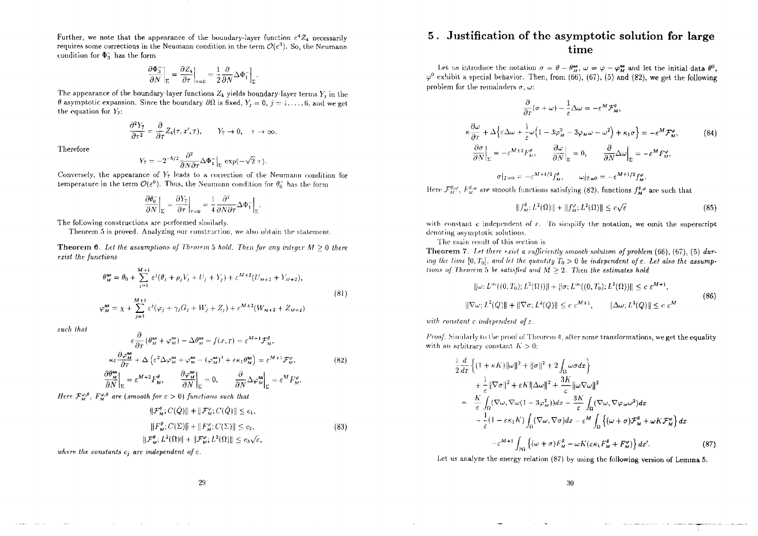Further, we note that the appearance of the boundary-layer function $\varepsilon^4 Z_4$ necessarily requires some corrections in the Neumann condition in the term $\mathcal{O}(\varepsilon^3)$. So, the Neumann condition for $\Phi_3^-$ has the form

$$\frac{\partial \Phi_3^-}{\partial N}\Big|_\Sigma = \frac{\partial Z_4}{\partial \tau}\Big|_{\tau=0} = \frac{1}{2}\frac{\partial}{\partial N}\Delta\Phi_1^-\Big|_\Sigma.$$

The appearance of the boundary-layer functions $Z_k$ yields boundary-layer terms $Y_j$ in the $\theta$ asymptotic expansion. Since the boundary $\partial\Omega$ is fixed, $Y_j = 0$, $j = 1, \ldots, 6$, and we get the equation for $Y_7$:

$$\frac{\partial^2 Y_7}{\partial \tau^2} = \frac{\partial}{\partial \tau} Z_4(\tau, x', T), \qquad Y_7 \to 0, \quad \tau \to \infty.$$

Therefore

$$Y_7 = -2^{-5/2}\frac{\partial^2}{\partial N \partial T}\Delta\Phi_1^-\Big|_\Sigma \exp(-\sqrt{2}\,\tau).$$

Conversely, the appearance of $Y_7$ leads to a correction of the Neumann condition for temperature in the term $\mathcal{O}(\varepsilon^6)$. Thus, the Neumann condition for $\theta_6^-$ has the form

$$\frac{\partial \theta_6^-}{\partial N}\Big|_\Sigma = \frac{\partial Y_7}{\partial \tau}\Big|_{\tau=0} = \frac{1}{4}\frac{\partial^2}{\partial N \partial T}\Delta\Phi_1^-\Big|_\Sigma.$$

The following constructions are performed similarly.

Theorem 5 is proved. Analyzing our construction, we also obtain the statement.

**Theorem 6.** *Let the assumptions of Theorem 5 hold. Then for any integer $M \geq 0$ there exist the functions*

$$\begin{aligned}
\theta_M^{as} &= \theta_0 + \sum_{j=1}^{M+1}\varepsilon^j(\theta_j + \rho_j V_j + U_j + Y_j) + \varepsilon^{M+2}(U_{M+2} + Y_{M+2}),\\
\varphi_M^{as} &= \chi + \sum_{j=1}^{M+1}\varepsilon^j(\varphi_j + \gamma_j G_j + W_j + Z_j) + \varepsilon^{M+2}(W_{M+2} + Z_{M+2})
\end{aligned} \tag{81}$$

*such that*

$$\begin{aligned}
&\varepsilon\frac{\partial}{\partial T}(\theta_M^{as} + \varphi_M^{as}) - \Delta\theta_M^{as} - f(x,T) = \varepsilon^{M+1}\mathcal{F}_M^\theta,\\
&\kappa\varepsilon\frac{\partial \varphi_M^{as}}{\partial T} + \Delta\left(\varepsilon^2\Delta\varphi_M^{as} + \varphi_M^{as} - (\varphi_M^{as})^3 + \varepsilon\kappa_1\theta_M^{as}\right) = \varepsilon^{M+1}\mathcal{F}_M^\varphi,\\
&\frac{\partial\theta_M^{as}}{\partial N}\Big|_\Sigma = \varepsilon^{M+2}F_M^\theta, \qquad \frac{\partial\varphi_M^{as}}{\partial N}\Big|_\Sigma = 0, \qquad \frac{\partial}{\partial N}\Delta\varphi_M^{as}\Big|_\Sigma = \varepsilon^M F_M^\varphi.
\end{aligned} \tag{82}$$

*Here $\mathcal{F}_M^{\varphi,\theta}$, $F_M^{\varphi,\theta}$ are (smooth for $\varepsilon > 0$) functions such that*

$$\begin{aligned}
&\|\mathcal{F}_M^\theta; C(\bar{Q})\| + \|\mathcal{F}_M^\varphi; C(\bar{Q})\| \leq c_1,\\
&\|F_M^\theta; C(\Sigma)\| + \|F_M^\varphi; C(\Sigma)\| \leq c_2,\\
&\|\mathcal{F}_M^\theta; L^2(\Omega)\| + \|\mathcal{F}_M^\varphi; L^2(\Omega)\| \leq c_3\sqrt{\varepsilon},
\end{aligned} \tag{83}$$

*where the constants $c_j$ are independent of $\varepsilon$.*

## 5. Justification of the asymptotic solution for large time

Let us introduce the notation $\sigma = \theta - \theta_M^{as}$, $\omega = \varphi - \varphi_M^{as}$ and let the initial data $\theta^0$, $\varphi^0$ exhibit a special behavior. Then, from (66), (67), (5) and (82), we get the following problem for the remainders $\sigma$, $\omega$:

$$\begin{aligned}
&\frac{\partial}{\partial T}(\sigma + \omega) - \frac{1}{\varepsilon}\Delta\omega = -\varepsilon^M\mathcal{F}_M^\theta,\\
&\kappa\frac{\partial\omega}{\partial T} + \Delta\Big\{\varepsilon\Delta\omega + \frac{1}{\varepsilon}\omega\Big(1 - 3\varphi_M^2 - 3\varphi_M\omega - \omega^2\Big) + \kappa_1\sigma\Big\} = -\varepsilon^M\mathcal{F}_M^\varphi,\\
&\frac{\partial\sigma}{\partial N}\Big|_\Sigma = -\varepsilon^{M+2}F_M^\theta, \qquad \frac{\partial\omega}{\partial N}\Big|_\Sigma = 0, \qquad \frac{\partial}{\partial N}\Delta\omega\Big|_\Sigma = -\varepsilon^M F_M^\varphi,\\
&\sigma|_{T=0} = -\varepsilon^{M+1/2}f_M^\theta, \qquad \omega|_{T=0} = -\varepsilon^{M+1/2}f_M^\varphi.
\end{aligned} \tag{84}$$

Here $\mathcal{F}_M^{\theta,\varphi}$, $F_M^{\theta,\varphi}$ are smooth functions satisfying (82), functions $f_M^{\theta,\varphi}$ are such that

$$\|f_M^\theta; L^2(\Omega)\| + \|f_M^\varphi; L^2(\Omega)\| \leq c\sqrt{\varepsilon} \tag{85}$$

with constant $c$ independent of $\varepsilon$. To simplify the notation, we omit the superscript denoting asymptotic solutions.

The main result of this section is

**Theorem 7.** *Let there exist a sufficiently smooth solution of problem (66), (67), (5) during the time $[0, T_0]$, and let the quantity $T_0 > 0$ be independent of $\varepsilon$. Let also the assumptions of Theorem 5 be satisfied and $M \geq 2$. Then the estimates hold*

$$\begin{aligned}
&\|\omega; L^\infty((0,T_0); L^2(\Omega))\| + \|\sigma; L^\infty((0,T_0); L^2(\Omega))\| \leq c\,\varepsilon^{M+1},\\
&\|\nabla\omega; L^2(Q)\| + \|\nabla\sigma; L^2(Q)\| \leq c\,\varepsilon^{M+1}, \qquad \|\Delta\omega; L^2(Q)\| \leq c\,\varepsilon^M
\end{aligned} \tag{86}$$

*with constant $c$ independent of $\varepsilon$.*

*Proof.* Similarly to the proof of Theorem 4, after some transformations, we get the equality with an arbitrary constant $K > 0$:

$$\begin{aligned}
&\frac{1}{2}\frac{d}{dT}\Big\{(1 + \kappa K)\|\omega\|^2 + \|\sigma\|^2 + 2\int_\Omega \omega\sigma dx\Big\}\\
&\quad + \frac{1}{\varepsilon}\|\nabla\sigma\|^2 + \varepsilon K\|\Delta\omega\|^2 + \frac{3K}{\varepsilon}\|\omega\nabla\omega\|^2\\
&= \frac{K}{\varepsilon}\int_\Omega(\nabla\omega, \nabla\omega(1 - 3\varphi_M^2))dx - \frac{3K}{\varepsilon}\int_\Omega(\nabla\omega, \nabla\varphi_M\omega^2)dx\\
&\quad - \frac{1}{\varepsilon}(1 - \varepsilon\kappa_1 K)\int_\Omega(\nabla\omega, \nabla\sigma)dx - \varepsilon^M\int_\Omega\Big\{(\omega + \sigma)\mathcal{F}_M^\theta + \omega K\mathcal{F}_M^\varphi\Big\}dx\\
&\quad - \varepsilon^{M+1}\int_{\partial\Omega}\Big\{(\omega + \sigma)F_M^\theta - \omega K(\varepsilon\kappa_1 F_M^\theta + F_M^\varphi)\Big\}dx'.
\end{aligned} \tag{87}$$

Let us analyze the energy relation (87) by using the following version of Lemma 5.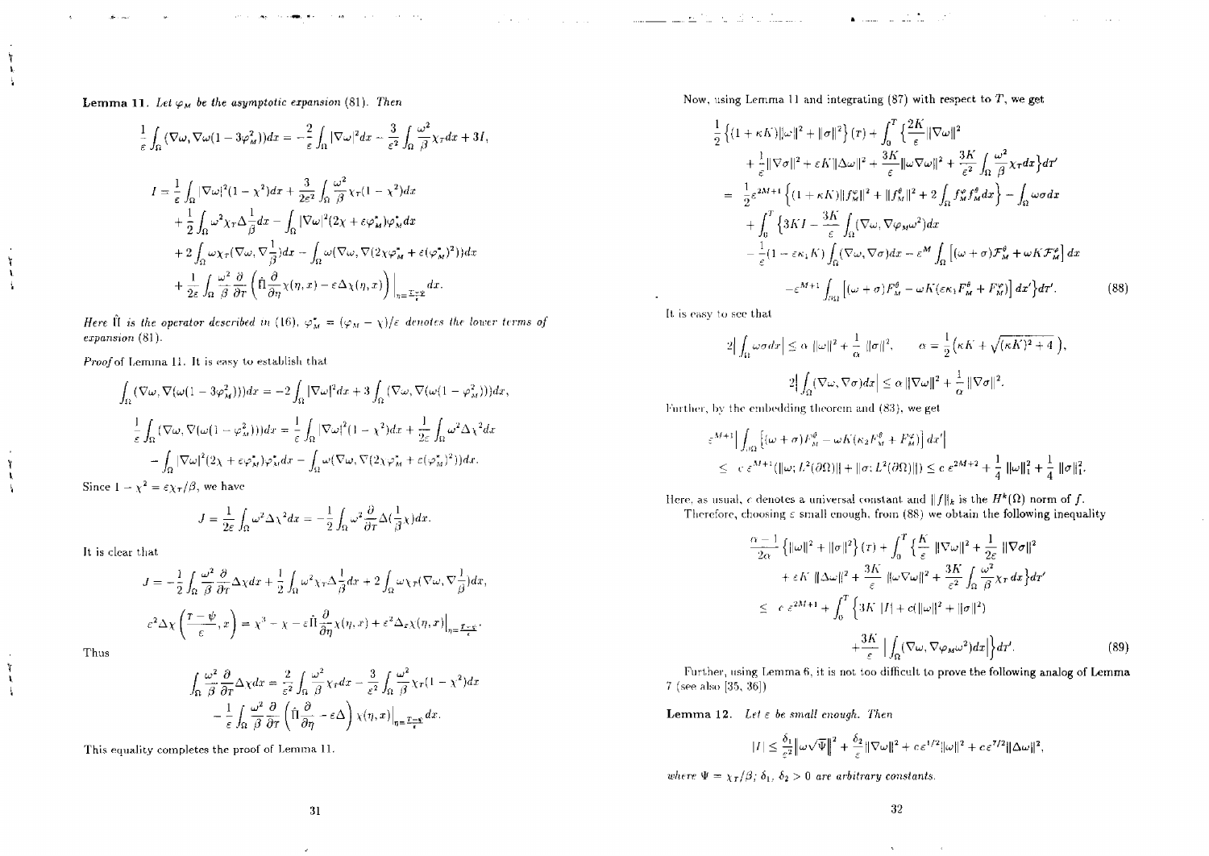**Lemma 11.** *Let $\varphi_M$ be the asymptotic expansion (81). Then*

$$\frac{1}{\varepsilon}\int_\Omega (\nabla\omega, \nabla\omega(1-3\varphi_M^2))dx = -\frac{2}{\varepsilon}\int_\Omega |\nabla\omega|^2 dx - \frac{3}{\varepsilon^2}\int_\Omega \frac{\omega^2}{\beta}\chi_T dx + 3I,$$

$$I = \frac{1}{\varepsilon}\int_\Omega |\nabla\omega|^2(1-\chi^2)dx + \frac{3}{2\varepsilon^2}\int_\Omega \frac{\omega^2}{\beta}\chi_T(1-\chi^2)dx$$
$$+\frac{1}{2}\int_\Omega \omega^2\chi_T\Delta\frac{1}{\beta}dx - \int_\Omega |\nabla\omega|^2(2\chi+\varepsilon\varphi_M^*)\varphi_M^* dx$$
$$+2\int_\Omega \omega\chi_T(\nabla\omega, \nabla\frac{1}{\beta})dx - \int_\Omega \omega(\nabla\omega, \nabla(2\chi\varphi_M^* + \varepsilon(\varphi_M^*)^2))dx$$
$$+\frac{1}{2\varepsilon}\int_\Omega \frac{\omega^2}{\beta}\frac{\partial}{\partial T}\left(\hat{\Pi}\frac{\partial}{\partial\eta}\chi(\eta,x) - \varepsilon\Delta\chi(\eta,x)\right)\Big|_{\eta=\frac{T-\psi}{\varepsilon}}dx.$$

*Here $\hat{\Pi}$ is the operator described in (16). $\varphi_M^* = (\varphi_M - \chi)/\varepsilon$ denotes the lower terms of expansion (81).*

*Proof* of Lemma 11. It is easy to establish that

$$\int_\Omega (\nabla\omega, \nabla(\omega(1-3\varphi_M^2)))dx = -2\int_\Omega |\nabla\omega|^2 dx + 3\int_\Omega (\nabla\omega, \nabla(\omega(1-\varphi_M^2)))dx,$$

$$\frac{1}{\varepsilon}\int_\Omega (\nabla\omega, \nabla(\omega(1-\varphi_M^2)))dx = \frac{1}{\varepsilon}\int_\Omega |\nabla\omega|^2(1-\chi^2)dx + \frac{1}{2\varepsilon}\int_\Omega \omega^2\Delta\chi^2 dx$$
$$-\int_\Omega |\nabla\omega|^2(2\chi+\varepsilon\varphi_M^*)\varphi_M^* dx - \int_\Omega \omega(\nabla\omega, \nabla(2\chi\varphi_M^* + \varepsilon(\varphi_M^*)^2))dx.$$

Since $1-\chi^2 = \varepsilon\chi_T/\beta$, we have

$$J = \frac{1}{2\varepsilon}\int_\Omega \omega^2\Delta\chi^2 dx = -\frac{1}{2}\int_\Omega \omega^2\frac{\partial}{\partial T}\Delta(\frac{1}{\beta}\chi)dx.$$

It is clear that

$$J = -\frac{1}{2}\int_\Omega \frac{\omega^2}{\beta}\frac{\partial}{\partial T}\Delta\chi dx + \frac{1}{2}\int_\Omega \omega^2\chi_T\Delta\frac{1}{\beta}dx + 2\int_\Omega \omega\chi_T(\nabla\omega, \nabla\frac{1}{\beta})dx,$$

$$\varepsilon^2\Delta\chi\left(\frac{T-\psi}{\varepsilon}, x\right) = \chi^3 - \chi - \varepsilon\hat{\Pi}\frac{\partial}{\partial\eta}\chi(\eta,x) + \varepsilon^2\Delta_x\chi(\eta,x)\Big|_{\eta=\frac{T-\psi}{\varepsilon}}.$$

Thus

$$\int_\Omega \frac{\omega^2}{\beta}\frac{\partial}{\partial T}\Delta\chi dx = \frac{2}{\varepsilon^2}\int_\Omega \frac{\omega^2}{\beta}\chi_T dx - \frac{3}{\varepsilon^2}\int_\Omega \frac{\omega^2}{\beta}\chi_T(1-\chi^2)dx$$
$$-\frac{1}{\varepsilon}\int_\Omega \frac{\omega^2}{\beta}\frac{\partial}{\partial T}\left(\hat{\Pi}\frac{\partial}{\partial\eta} - \varepsilon\Delta\right)\chi(\eta,x)\Big|_{\eta=\frac{T-\psi}{\varepsilon}}dx.$$

This equality completes the proof of Lemma 11.

Now, using Lemma 11 and integrating (87) with respect to $T$, we get

$$\frac{1}{2}\left\{(1+\kappa K)\|\omega\|^2 + \|\sigma\|^2\right\}(T) + \int_0^T\Big\{\frac{2K}{\varepsilon}\|\nabla\omega\|^2$$
$$+\frac{1}{\varepsilon}\|\nabla\sigma\|^2 + \varepsilon K\|\Delta\omega\|^2 + \frac{3K}{\varepsilon}\|\omega\nabla\omega\|^2 + \frac{3K}{\varepsilon^2}\int_\Omega \frac{\omega^2}{\beta}\chi_T dx\Big\}dT'$$
$$= \frac{1}{2}\varepsilon^{2M+1}\left\{(1+\kappa K)\|f_M^\varphi\|^2 + \|f_M^\theta\|^2 + 2\int_\Omega f_M^\varphi f_M^\theta dx\right\} - \int_\Omega \omega\sigma dx$$
$$+\int_0^T\Big\{3KI - \frac{3K}{\varepsilon}\int_\Omega (\nabla\omega, \nabla\varphi_M\omega^2)dx$$
$$-\frac{1}{\varepsilon}(1-\varepsilon\kappa_1 K)\int_\Omega (\nabla\omega, \nabla\sigma)dx - \varepsilon^M\int_\Omega \left[(\omega+\sigma)\mathcal{F}_M^\theta + \omega K\mathcal{F}_M^\varphi\right]dx$$
$$-\varepsilon^{M+1}\int_{\partial\Omega}\left[(\omega+\sigma)F_M^\theta - \omega K(\varepsilon\kappa_1 F_M^\theta + F_M^\varphi)\right]dx'\Big\}dT'. \tag{88}$$

It is easy to see that

$$2\left|\int_\Omega \omega\sigma dx\right| \le \alpha\|\omega\|^2 + \frac{1}{\alpha}\|\sigma\|^2, \qquad \alpha = \frac{1}{2}\left(\kappa K + \sqrt{(\kappa K)^2+4}\right),$$

$$2\left|\int_\Omega (\nabla\omega, \nabla\sigma)dx\right| \le \alpha\|\nabla\omega\|^2 + \frac{1}{\alpha}\|\nabla\sigma\|^2.$$

Further, by the embedding theorem and (83), we get

$$\varepsilon^{M+1}\left|\int_{\partial\Omega}\left[(\omega+\sigma)F_M^\theta - \omega K(\kappa_2 F_M^\theta + F_M^\varphi)\right]dx'\right|$$
$$\le c\,\varepsilon^{M+1}(\|\omega; L^2(\partial\Omega)\| + \|\sigma; L^2(\partial\Omega)\|) \le c\,\varepsilon^{2M+2} + \frac{1}{4}\|\omega\|_1^2 + \frac{1}{4}\|\sigma\|_1^2.$$

Here, as usual, $c$ denotes a universal constant and $\|f\|_k$ is the $H^k(\Omega)$ norm of $f$.

Therefore, choosing $\varepsilon$ small enough, from (88) we obtain the following inequality

$$\frac{\alpha-1}{2\alpha}\left\{\|\omega\|^2 + \|\sigma\|^2\right\}(T) + \int_0^T\Big\{\frac{K}{\varepsilon}\|\nabla\omega\|^2 + \frac{1}{2\varepsilon}\|\nabla\sigma\|^2$$
$$+\varepsilon K\|\Delta\omega\|^2 + \frac{3K}{\varepsilon}\|\omega\nabla\omega\|^2 + \frac{3K}{\varepsilon^2}\int_\Omega \frac{\omega^2}{\beta}\chi_T dx\Big\}dT'$$
$$\le c\,\varepsilon^{2M+1} + \int_0^T\Big\{3K|I| + c(\|\omega\|^2 + \|\sigma\|^2)$$
$$+\frac{3K}{\varepsilon}\left|\int_\Omega (\nabla\omega, \nabla\varphi_M\omega^2)dx\right|\Big\}dT'. \tag{89}$$

Further, using Lemma 6, it is not too difficult to prove the following analog of Lemma 7 (see also [35, 36])

**Lemma 12.** *Let $\varepsilon$ be small enough. Then*

$$|I| \le \frac{\delta_1}{\varepsilon^2}\left\|\omega\sqrt{\Psi}\right\|^2 + \frac{\delta_2}{\varepsilon}\|\nabla\omega\|^2 + c\varepsilon^{1/2}\|\omega\|^2 + c\varepsilon^{7/2}\|\Delta\omega\|^2,$$

*where $\Psi = \chi_T/\beta$; $\delta_1$, $\delta_2 > 0$ are arbitrary constants.*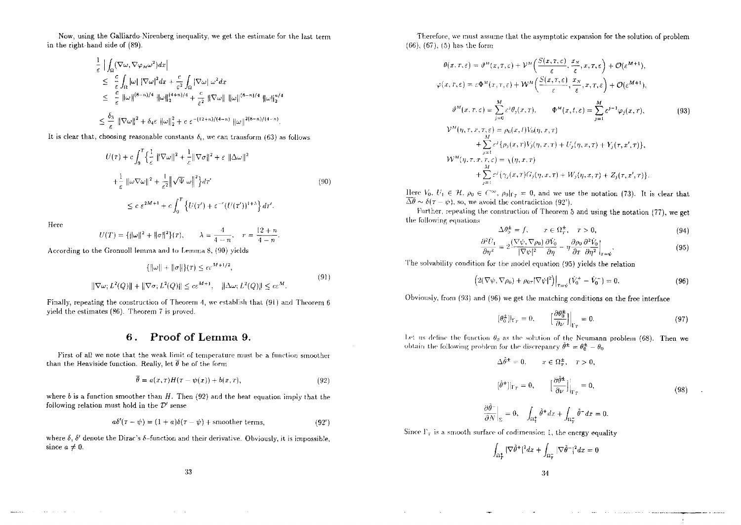Now, using the Galliardo-Nirenberg inequality, we get the estimate for the last term in the right-hand side of (89).

$$
\begin{aligned}
&\frac{1}{\varepsilon}\left|\int_\Omega (\nabla\omega, \nabla\varphi_M\omega^2)dx\right| \\
&\leq \frac{c}{\varepsilon}\int_\Omega |\omega|\,|\nabla\omega|^2 dx + \frac{c}{\varepsilon^2}\int_\Omega |\nabla\omega|\,\omega^2 dx \\
&\leq \frac{c}{\varepsilon}\,\|\omega\|^{(8-n)/4}\,\|\omega\|_2^{(4+n)/4} + \frac{c}{\varepsilon^2}\,\|\nabla\omega\|\,\|\omega\|^{(8-n)/4}\,\|\omega\|_2^{n/4} \\
&\leq \frac{\delta_3}{\varepsilon}\,\|\nabla\omega\|^2 + \delta_4\varepsilon\,\|\omega\|_2^2 + c\,\varepsilon^{-(12+n)/(4-n)}\,\|\omega\|^{2(8-n)/(4-n)}.
\end{aligned}
$$

It is clear that, choosing reasonable constants $\delta_i$, we can transform (63) as follows

$$
\begin{aligned}
&U(T) + c\int_0^T \Big\{\frac{1}{\varepsilon}\,\|\nabla\omega\|^2 + \frac{1}{\varepsilon}\|\nabla\sigma\|^2 + \varepsilon\,\|\Delta\omega\|^2 \\
&+\frac{1}{\varepsilon}\,\|\omega\nabla\omega\|^2 + \frac{1}{\varepsilon^2}\Big\|\sqrt{\Psi}\,\omega\Big\|^2\Big\}d\tau' \qquad (90)\\
&\leq c\,\varepsilon^{2M+1} + c\int_0^T \left\{U(\tau') + \varepsilon^{-r}(U(\tau'))^{1+\lambda}\right\}d\tau'.
\end{aligned}
$$

Here

$$
U(T) = \{\|\omega\|^2 + \|\sigma\|^2\}(\tau), \qquad \lambda = \frac{4}{4-n}, \quad r = \frac{12+n}{4-n}.
$$

According to the Gronuoll lemma and to Lemma 8, (90) yields

$$
\begin{aligned}
&\{\|\omega\| + \|\sigma\|\}(\tau) \leq c\varepsilon^{M+1/2}, \\
&\|\nabla\omega; L^2(Q)\| + \|\nabla\sigma; L^2(Q)\| \leq c\varepsilon^{M+1}, \quad \|\Delta\omega; L^2(Q)\| \leq c\varepsilon^{M}.
\end{aligned} \qquad (91)
$$

Finally, repeating the construction of Theorem 4, we establish that (91) and Theorem 6 yield the estimates (86). Theorem 7 is proved.

## 6. Proof of Lemma 9.

First of all we note that the weak limit of temperature must be a function smoother than the Heaviside function. Really, let $\bar\theta$ be of the form

$$
\bar\theta = a(x,\tau)H(\tau - \psi(x)) + b(x,\tau), \qquad (92)
$$

where $b$ is a function smoother than $H$. Then (92) and the heat equation imply that the following relation must hold in the $\mathcal{D}'$ sense

$$
a\delta'(\tau-\psi) = (1+a)\delta(\tau-\psi) + \text{smoother terms}, \qquad (92')
$$

where $\delta$, $\delta'$ denote the Dirac's $\delta$-function and their derivative. Obviously, it is impossible, since $a \neq 0$.

Therefore, we must assume that the asymptotic expansion for the solution of problem (66), (67), (5) has the form

$$
\begin{aligned}
&\theta(x,\tau,\varepsilon) = \vartheta^M(x,\tau,\varepsilon) + \mathcal{V}^M\Big(\frac{S(x,\tau,\varepsilon)}{\varepsilon}, \frac{x_N}{\varepsilon}, x, \tau, \varepsilon\Big) + \mathcal{O}(\varepsilon^{M+1}), \\
&\varphi(x,\tau,\varepsilon) = \varepsilon\Phi^M(x,\tau,\varepsilon) + \mathcal{W}^M\Big(\frac{S(x,\tau,\varepsilon)}{\varepsilon}, \frac{x_N}{\varepsilon}, x, \tau, \varepsilon\Big) + \mathcal{O}(\varepsilon^{M+1}), \\
&\vartheta^M(x,\tau,\varepsilon) = \sum_{j=0}^M \varepsilon^j\theta_j(x,\tau), \qquad \Phi^M(x,t,\varepsilon) = \sum_{j=1}^M \varepsilon^{j-1}\varphi_j(x,\tau), \qquad (93)\\
&\mathcal{V}^M(\eta,\tau,x,\tau,\varepsilon) = \rho_0(x,t)V_0(\eta,x,\tau) \\
&\quad + \sum_{j=1}^M \varepsilon^j\{\rho_j(x,\tau)V_j(\eta,x,\tau) + U_j(\eta,x,\tau) + Y_j(\tau,x',\tau)\}, \\
&\mathcal{W}^M(\eta,\tau,x,\tau,\varepsilon) = \chi(\eta,x,\tau) \\
&\quad + \sum_{j=1}^M \varepsilon^j\{\gamma_j(x,\tau)G_j(\eta,x,\tau) + W_j(\eta,x,\tau) + Z_j(\tau,x',\tau)\}.
\end{aligned}
$$

Here $V_0$, $U_1 \in \mathcal{H}$, $\rho_0 \in C^\infty$, $\rho_0|_{\Gamma_T} = 0$, and we use the notation (73). It is clear that $\overline{\Delta\theta} \sim \delta(\tau-\psi)$, so, we avoid the contradiction (92').

Further, repeating the construction of Theorem 5 and using the notation (77), we get the following equations

$$
\Delta\theta_0^\pm = f, \qquad x \in \Omega_T^\pm, \quad T > 0, \qquad (94)
$$

$$
\frac{\partial^2 U_1}{\partial\eta^2} = 2\frac{(\nabla\psi, \nabla\rho_0)}{|\nabla\psi|^2}\frac{\partial \tilde V_0}{\partial\eta} - \eta\frac{\partial\rho_0}{\partial\tau}\frac{\partial^2 \tilde V_0}{\partial\eta^2}\Big|_{\tau=\psi}. \qquad (95)
$$

The solvability condition for the model equation (95) yields the relation

$$
\left(2(\nabla\psi, \nabla\rho_0) + \rho_{0\tau}|\nabla\psi|^2\right)\Big|_{\tau=\psi}(\tilde V_0^+ - \tilde V_0^-) = 0. \qquad (96)
$$

Obviously, from (93) and (96) we get the matching conditions on the free interface

$$
[\theta_0^\pm]|_{\Gamma_T} = 0, \qquad \Big[\frac{\partial\theta_0^\pm}{\partial\nu}\Big]\Big|_{\Gamma_T} = 0. \qquad (97)
$$

Let us define the function $\theta_0$ as the solution of the Neumann problem (68). Then we obtain the following problem for the discrepancy $\hat\theta^\pm = \theta_0^\pm - \theta_0$

$$
\begin{aligned}
&\Delta\hat\theta^\pm = 0, \qquad x \in \Omega_T^\pm, \quad T > 0, \\
&[\hat\theta^\pm]|_{\Gamma_T} = 0, \qquad \Big[\frac{\partial\hat\theta^\pm}{\partial\nu}\Big]\Big|_{\Gamma_T} = 0, \qquad (98)\\
&\frac{\partial\hat\theta^-}{\partial N}\Big|_\Sigma = 0, \qquad \int_{\Omega_T^+}\hat\theta^+ dx + \int_{\Omega_T^-}\hat\theta^- dx = 0.
\end{aligned}
$$

Since $\Gamma_T$ is a smooth surface of codimension 1, the energy equality

$$
\int_{\Omega_T^+} |\nabla\hat\theta^+|^2 dx + \int_{\Omega_T^-} |\nabla\hat\theta^-|^2 dx = 0
$$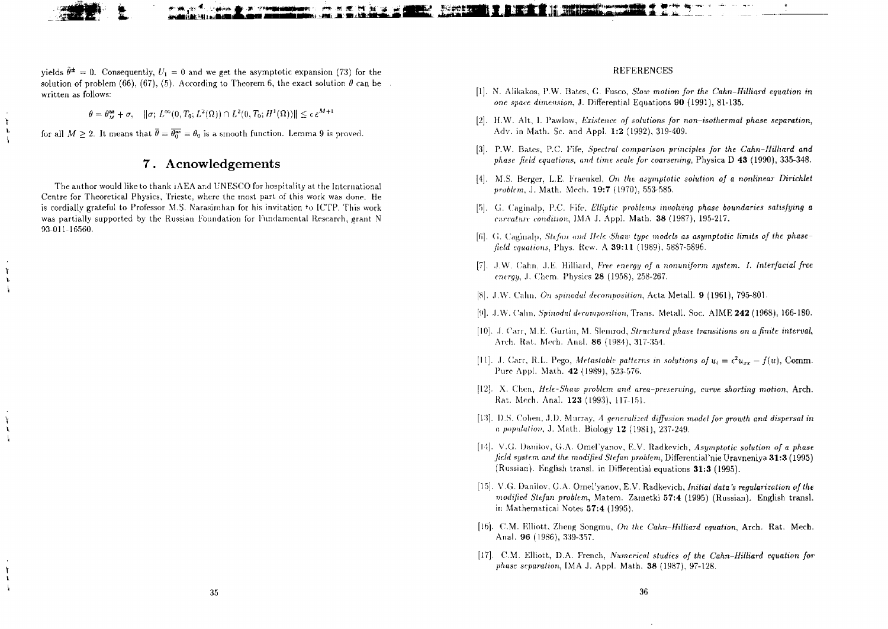yields $\tilde{\theta}^{\pm} = 0$. Consequently, $U_1 = 0$ and we get the asymptotic expansion (73) for the solution of problem (66), (67), (5). According to Theorem 6, the exact solution $\theta$ can be written as follows:

$$\theta = \theta_M^{as} + \sigma, \quad \|\sigma; L^\infty(0, T_0; L^2(\Omega)) \cap L^2(0, T_0; H^1(\Omega))\| \leq c\varepsilon^{M+1}$$

for all $M \geq 2$. It means that $\bar{\theta} = \overline{\theta_0^{as}} = \theta_0$ is a smooth function. Lemma 9 is proved.

## 7. Acnowledgements

The author would like to thank IAEA and UNESCO for hospitality at the International Centre for Theoretical Physics, Trieste, where the most part of this work was done. He is cordially grateful to Professor M.S. Narasimhan for his invitation to ICTP. This work was partially supported by the Russian Foundation for Fundamental Research, grant N 93-011-16560.

## REFERENCES

[1]. N. Alikakos, P.W. Bates, G. Fusco, *Slow motion for the Cahn–Hilliard equation in one space dimension*, J. Differential Equations **90** (1991), 81-135.

[2]. H.W. Alt, I. Pawlow, *Existence of solutions for non–isothermal phase separation*, Adv. in Math. Sc. and Appl. **1:2** (1992), 319-409.

[3]. P.W. Bates, P.C. Fife, *Spectral comparison principles for the Cahn–Hilliard and phase field equations, and time scale for coarsening*, Physica D **43** (1990), 335-348.

[4]. M.S. Berger, L.E. Fraenkel, *On the asymptotic solution of a nonlinear Dirichlet problem*, J. Math. Mech. **19:7** (1970), 553-585.

[5]. G. Caginalp, P.C. Fife, *Elliptic problems involving phase boundaries satisfying a curvature condition*, IMA J. Appl. Math. **38** (1987), 195-217.

[6]. G. Caginalp, *Stefan and Hele–Shaw type models as asymptotic limits of the phase–field equations*, Phys. Rew. A **39:11** (1989), 5887-5896.

[7]. J.W. Cahn, J.E. Hilliard, *Free energy of a nonuniform system. I. Interfacial free energy*, J. Chem. Physics **28** (1958), 258-267.

[8]. J.W. Cahn, *On spinodal decomposition*, Acta Metall. **9** (1961), 795-801.

[9]. J.W. Cahn, *Spinodal decomposition*, Trans. Metall. Soc. AIME **242** (1968), 166-180.

[10]. J. Carr, M.E. Gurtin, M. Slemrod, *Structured phase transitions on a finite interval*, Arch. Rat. Mech. Anal. **86** (1984), 317-354.

[11]. J. Carr, R.L. Pego, *Metastable patterns in solutions of $u_t = \epsilon^2 u_{xx} - f(u)$*, Comm. Pure Appl. Math. **42** (1989), 523-576.

[12]. X. Chen, *Hele-Shaw problem and area-preserving, curve shorting motion*, Arch. Rat. Mech. Anal. **123** (1993), 117-151.

[13]. D.S. Cohen, J.D. Murray, *A generalized diffusion model for growth and dispersal in a population*, J. Math. Biology **12** (1981), 237-249.

[14]. V.G. Danilov, G.A. Omel'yanov, E.V. Radkevich, *Asymptotic solution of a phase field system and the modified Stefan problem*, Differential'nie Uravneniya **31:3** (1995) (Russian). English transl. in Differential equations **31:3** (1995).

[15]. V.G. Danilov, G.A. Omel'yanov, E.V. Radkevich, *Initial data's regularization of the modified Stefan problem*, Matem. Zametki **57:4** (1995) (Russian). English transl. in Mathematical Notes **57:4** (1995).

[16]. C.M. Elliott, Zheng Songmu, *On the Cahn–Hilliard equation*, Arch. Rat. Mech. Anal. **96** (1986), 339-357.

[17]. C.M. Elliott, D.A. French, *Numerical studies of the Cahn–Hilliard equation for phase separation*, IMA J. Appl. Math. **38** (1987), 97-128.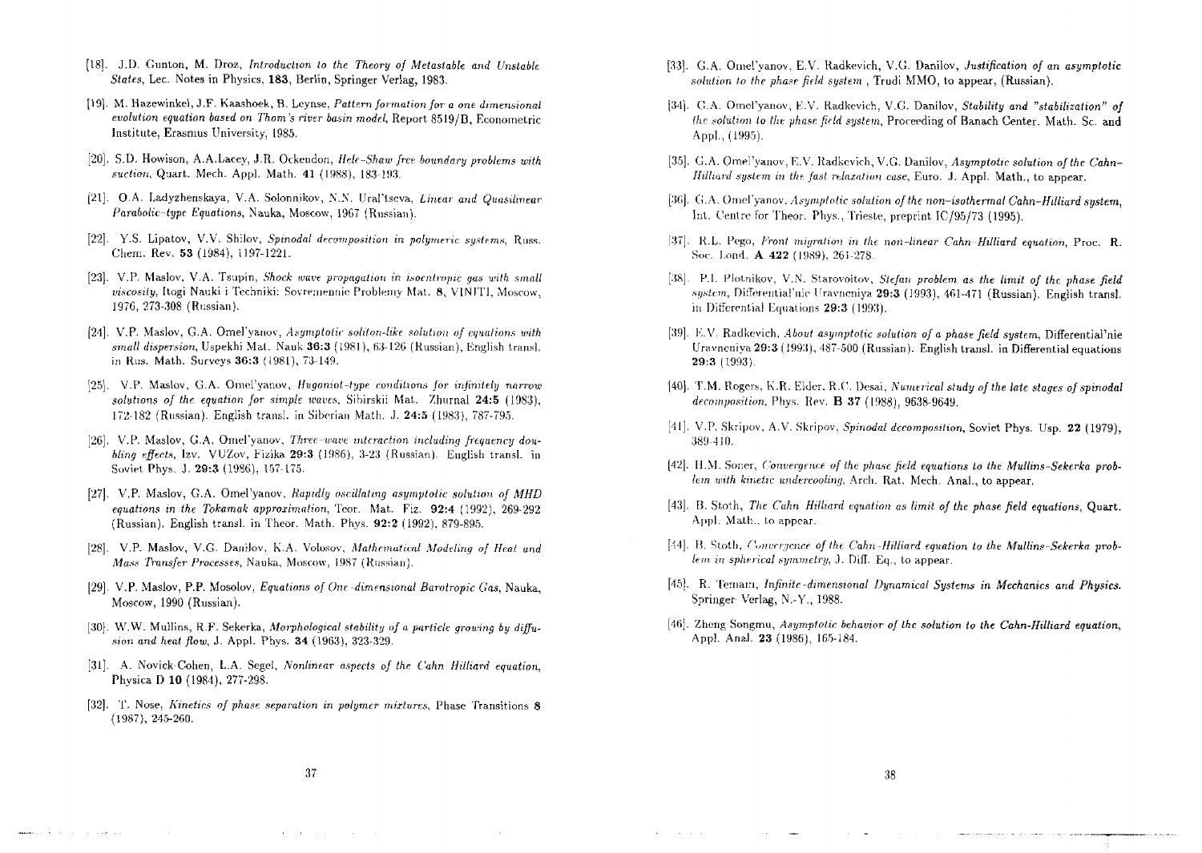[18]. J.D. Gunton, M. Droz, *Introduction to the Theory of Metastable and Unstable States*, Lec. Notes in Physics, **183**, Berlin, Springer Verlag, 1983.

[19]. M. Hazewinkel, J.F. Kaashoek, B. Leynse, *Pattern formation for a one dimensional evolution equation based on Thom's river basin model*, Report 8519/B, Econometric Institute, Erasmus University, 1985.

[20]. S.D. Howison, A.A.Lacey, J.R. Ockendon, *Hele-Shaw free boundary problems with suction*, Quart. Mech. Appl. Math. **41** (1988), 183-193.

[21]. O.A. Ladyzhenskaya, V.A. Solonnikov, N.N. Ural'tseva, *Linear and Quasilinear Parabolic-type Equations*, Nauka, Moscow, 1967 (Russian).

[22]. Y.S. Lipatov, V.V. Shilov, *Spinodal decomposition in polymeric systems*, Russ. Chem. Rev. **53** (1984), 1197-1221.

[23]. V.P. Maslov, V.A. Tsupin, *Shock wave propagation in isoentropic gas with small viscosity*, Itogi Nauki i Techniki: Sovremennie Problemy Mat. **8**, VINITI, Moscow, 1976, 273-308 (Russian).

[24]. V.P. Maslov, G.A. Omel'yanov, *Asymptotic soliton-like solution of equations with small dispersion*, Uspekhi Mat. Nauk **36:3** (1981), 63-126 (Russian), English transl. in Rus. Math. Surveys **36:3** (1981), 73-149.

[25]. V.P. Maslov, G.A. Omel'yanov, *Hugoniot-type conditions for infinitely narrow solutions of the equation for simple waves*, Sibirskii Mat. Zhurnal **24:5** (1983), 172-182 (Russian). English transl. in Siberian Math. J. **24:5** (1983), 787-795.

[26]. V.P. Maslov, G.A. Omel'yanov, *Three-wave interaction including frequency doubling effects*, Izv. VUZov, Fizika **29:3** (1986), 3-23 (Russian). English transl. in Soviet Phys. J. **29:3** (1986), 157-175.

[27]. V.P. Maslov, G.A. Omel'yanov. *Rapidly oscillating asymptotic solution of MHD equations in the Tokamak approximation*, Teor. Mat. Fiz. **92:4** (1992), 269-292 (Russian). English transl. in Theor. Math. Phys. **92:2** (1992), 879-895.

[28]. V.P. Maslov, V.G. Danilov, K.A. Volosov, *Mathematical Modeling of Heat and Mass Transfer Processes*, Nauka, Moscow, 1987 (Russian).

[29]. V.P. Maslov, P.P. Mosolov, *Equations of One-dimensional Barotropic Gas*, Nauka, Moscow, 1990 (Russian).

[30]. W.W. Mullins, R.F. Sekerka, *Morphological stability of a particle growing by diffusion and heat flow*, J. Appl. Phys. **34** (1963), 323-329.

[31]. A. Novick-Cohen, L.A. Segel, *Nonlinear aspects of the Cahn Hilliard equation*, Physica D **10** (1984), 277-298.

[32]. T. Nose, *Kinetics of phase separation in polymer mixtures*, Phase Transitions **8** (1987), 245-260.

[33]. G.A. Omel'yanov, E.V. Radkevich, V.G. Danilov, *Justification of an asymptotic solution to the phase field system* , Trudi MMO, to appear, (Russian).

[34]. G.A. Omel'yanov, E.V. Radkevich, V.G. Danilov, *Stability and "stabilization" of the solution to the phase field system*, Proceeding of Banach Center. Math. Sc. and Appl., (1995).

[35]. G.A. Omel'yanov, E.V. Radkevich, V.G. Danilov, *Asymptotic solution of the Cahn–Hilliard system in the fast relaxation case*, Euro. J. Appl. Math., to appear.

[36]. G.A. Omel'yanov, *Asymptotic solution of the non-isothermal Cahn–Hilliard system*, Int. Centre for Theor. Phys., Trieste, preprint IC/95/73 (1995).

[37]. R.L. Pego, *Front migration in the non-linear Cahn-Hilliard equation*, Proc. R. Soc. Lond. **A 422** (1989), 261-278.

[38]. P.I. Plotnikov, V.N. Starovoitov, *Stefan problem as the limit of the phase field system*, Differential'nie Uravneniya **29:3** (1993), 461-471 (Russian). English transl. in Differential Equations **29:3** (1993).

[39]. E.V. Radkevich, *About asymptotic solution of a phase field system*, Differential'nie Uravneniya **29:3** (1993), 487-500 (Russian). English transl. in Differential equations **29:3** (1993).

[40]. T.M. Rogers, K.R. Elder, R.C. Desai, *Numerical study of the late stages of spinodal decomposition*, Phys. Rev. **B 37** (1988), 9638-9649.

[41]. V.P. Skripov, A.V. Skripov, *Spinodal decomposition*, Soviet Phys. Usp. **22** (1979), 389-410.

[42]. H.M. Soner, *Convergence of the phase field equations to the Mullins-Sekerka problem with kinetic undercooling*, Arch. Rat. Mech. Anal., to appear.

[43]. B. Stoth, *The Cahn Hilliard equation as limit of the phase field equations*, Quart. Appl. Math., to appear.

[44]. B. Stoth, *Convergence of the Cahn-Hilliard equation to the Mullins-Sekerka problem in spherical symmetry*, J. Diff. Eq., to appear.

[45]. R. Temam, *Infinite-dimensional Dynamical Systems in Mechanics and Physics*. Springer-Verlag, N.-Y., 1988.

[46]. Zheng Songmu, *Asymptotic behavior of the solution to the Cahn-Hilliard equation*, Appl. Anal. **23** (1986), 165-184.